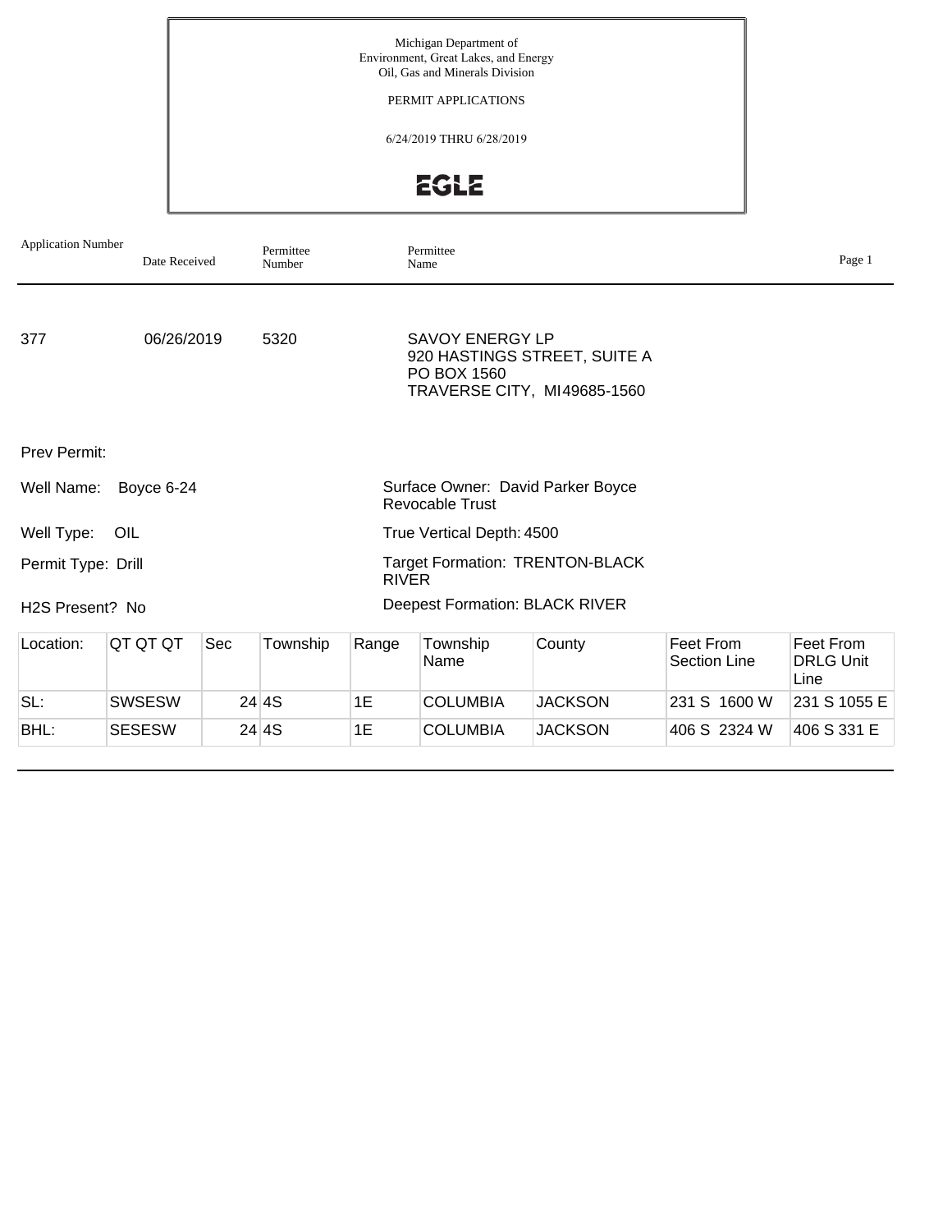Michigan Department of
Environment, Great Lakes, and Energy
Oil, Gas and Minerals Division

PERMIT APPLICATIONS

6/24/2019 THRU 6/28/2019

EGLE

| Application Number | Date Received | Permittee Number | Permittee Name |
|---|---|---|---|
| 377 | 06/26/2019 | 5320 | SAVOY ENERGY LP<br>920 HASTINGS STREET, SUITE A<br>PO BOX 1560<br>TRAVERSE CITY, MI 49685-1560 |

Prev Permit:

Well Name: Boyce 6-24

Surface Owner: David Parker Boyce Revocable Trust

Well Type: OIL

True Vertical Depth: 4500

Permit Type: Drill

Target Formation: TRENTON-BLACK RIVER

H2S Present? No

Deepest Formation: BLACK RIVER

| Location: | QT QT QT | Sec | Township | Range | Township Name | County | Feet From Section Line | Feet From DRLG Unit Line |
|---|---|---|---|---|---|---|---|---|
| SL: | SWSESW | 24 | 4S | 1E | COLUMBIA | JACKSON | 231 S 1600 W | 231 S 1055 E |
| BHL: | SESESW | 24 | 4S | 1E | COLUMBIA | JACKSON | 406 S 2324 W | 406 S 331 E |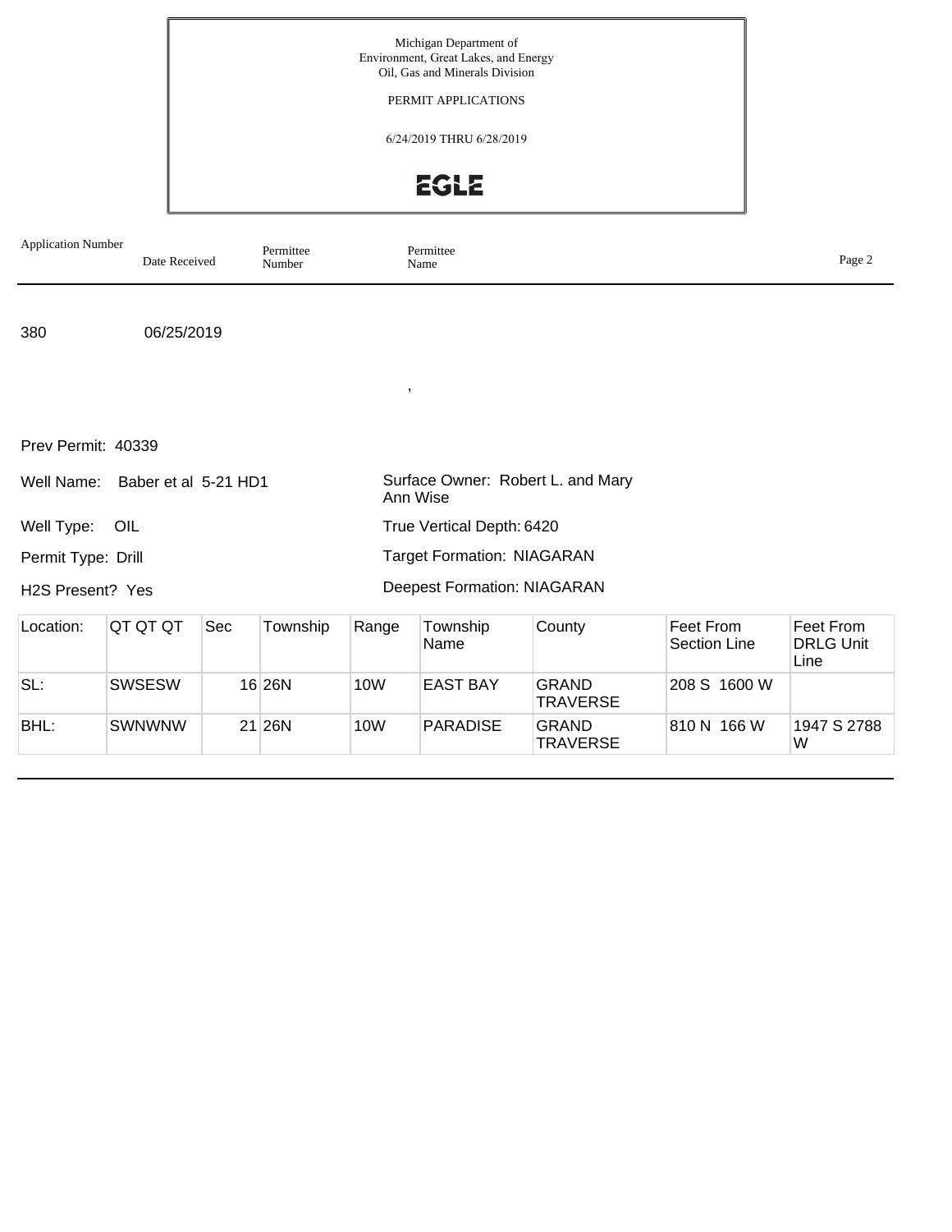Michigan Department of
Environment, Great Lakes, and Energy
Oil, Gas and Minerals Division

PERMIT APPLICATIONS

6/24/2019 THRU 6/28/2019

EGLE

| Application Number | Date Received | Permittee Number | Permittee Name |
|---|---|---|---|
| 380 | 06/25/2019 | | , |

Prev Permit: 40339

Well Name: Baber et al 5-21 HD1

Surface Owner: Robert L. and Mary Ann Wise

Well Type: OIL

True Vertical Depth: 6420

Permit Type: Drill

Target Formation: NIAGARAN

H2S Present? Yes

Deepest Formation: NIAGARAN

| Location: | QT QT QT | Sec | Township | Range | Township Name | County | Feet From Section Line | Feet From DRLG Unit Line |
|---|---|---|---|---|---|---|---|---|
| SL: | SWSESW | 16 | 26N | 10W | EAST BAY | GRAND TRAVERSE | 208 S 1600 W | |
| BHL: | SWNWNW | 21 | 26N | 10W | PARADISE | GRAND TRAVERSE | 810 N 166 W | 1947 S 2788 W |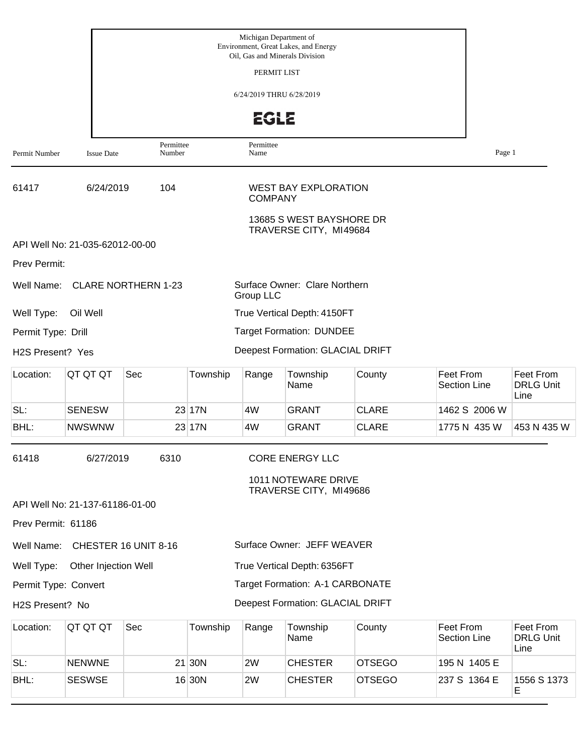Michigan Department of
Environment, Great Lakes, and Energy
Oil, Gas and Minerals Division

PERMIT LIST

6/24/2019 THRU 6/28/2019

EGLE

| Permit Number | Issue Date | Permittee Number | Permittee Name |
|---|---|---|---|
| 61417 | 6/24/2019 | 104 | WEST BAY EXPLORATION COMPANY |

13685 S WEST BAYSHORE DR
TRAVERSE CITY, MI49684

API Well No: 21-035-62012-00-00

Prev Permit:

Well Name: CLARE NORTHERN 1-23

Surface Owner: Clare Northern Group LLC

Well Type: Oil Well

True Vertical Depth: 4150FT

Permit Type: Drill

Target Formation: DUNDEE

H2S Present? Yes

Deepest Formation: GLACIAL DRIFT

| Location: | QT QT QT | Sec | Township | Range | Township Name | County | Feet From Section Line | Feet From DRLG Unit Line |
|---|---|---|---|---|---|---|---|---|
| SL: | SENESW | 23 | 17N | 4W | GRANT | CLARE | 1462 S 2006 W | |
| BHL: | NWSWNW | 23 | 17N | 4W | GRANT | CLARE | 1775 N 435 W | 453 N 435 W |

---

| Permit Number | Issue Date | Permittee Number | Permittee Name |
|---|---|---|---|
| 61418 | 6/27/2019 | 6310 | CORE ENERGY LLC |

1011 NOTEWARE DRIVE
TRAVERSE CITY, MI49686

API Well No: 21-137-61186-01-00

Prev Permit: 61186

Well Name: CHESTER 16 UNIT 8-16

Surface Owner: JEFF WEAVER

Well Type: Other Injection Well

True Vertical Depth: 6356FT

Permit Type: Convert

Target Formation: A-1 CARBONATE

H2S Present? No

Deepest Formation: GLACIAL DRIFT

| Location: | QT QT QT | Sec | Township | Range | Township Name | County | Feet From Section Line | Feet From DRLG Unit Line |
|---|---|---|---|---|---|---|---|---|
| SL: | NENWNE | 21 | 30N | 2W | CHESTER | OTSEGO | 195 N 1405 E | |
| BHL: | SESWSE | 16 | 30N | 2W | CHESTER | OTSEGO | 237 S 1364 E | 1556 S 1373 E |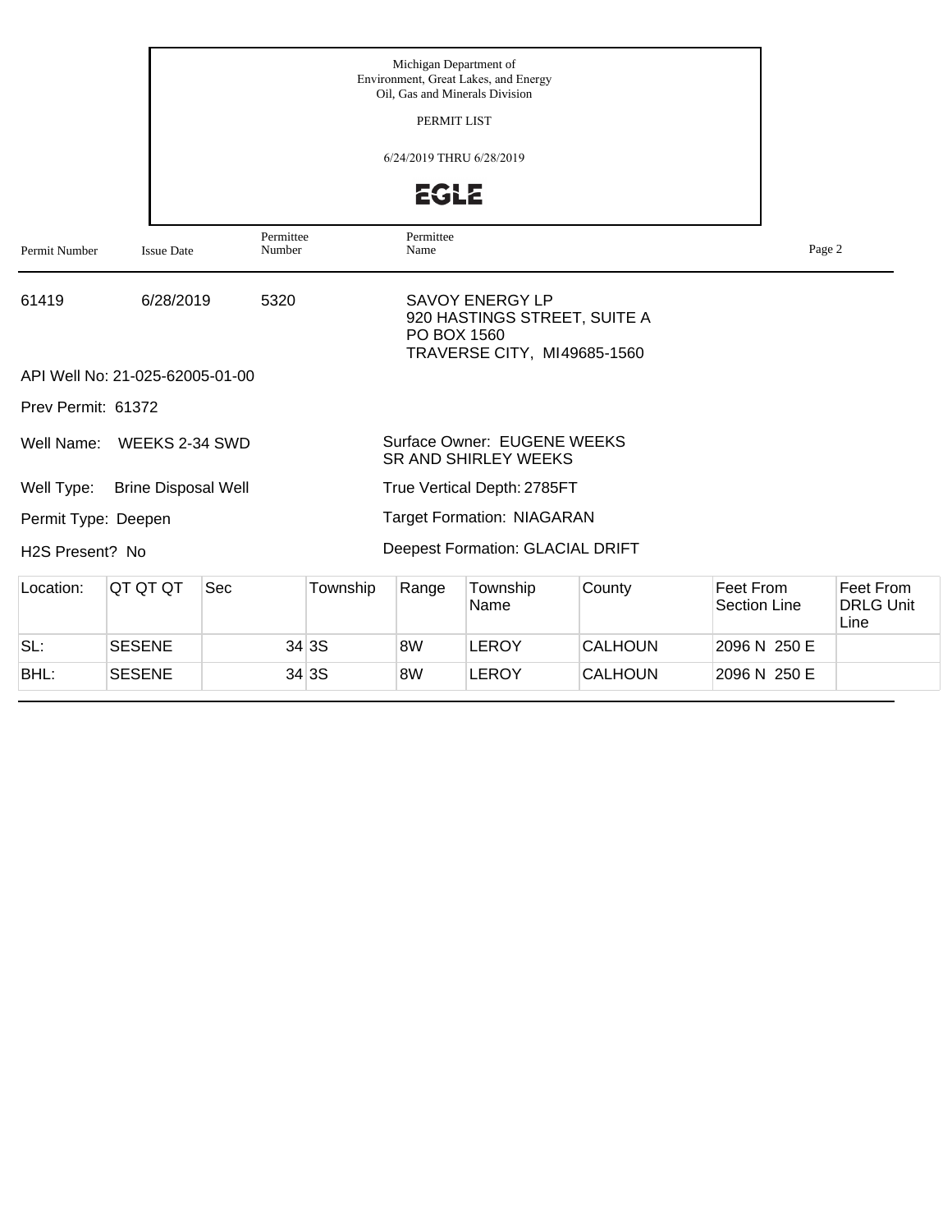Michigan Department of
Environment, Great Lakes, and Energy
Oil, Gas and Minerals Division

PERMIT LIST

6/24/2019 THRU 6/28/2019

EGLE

| Permit Number | Issue Date | Permittee Number | Permittee Name |
|---|---|---|---|
| 61419 | 6/28/2019 | 5320 | SAVOY ENERGY LP<br>920 HASTINGS STREET, SUITE A<br>PO BOX 1560<br>TRAVERSE CITY, MI49685-1560 |

API Well No: 21-025-62005-01-00

Prev Permit: 61372

Well Name: WEEKS 2-34 SWD

Surface Owner: EUGENE WEEKS SR AND SHIRLEY WEEKS

Well Type: Brine Disposal Well

True Vertical Depth: 2785FT

Permit Type: Deepen

Target Formation: NIAGARAN

H2S Present? No

Deepest Formation: GLACIAL DRIFT

| Location: | QT QT QT | Sec | Township | Range | Township Name | County | Feet From Section Line | Feet From DRLG Unit Line |
|---|---|---|---|---|---|---|---|---|
| SL: | SESENE | 34 | 3S | 8W | LEROY | CALHOUN | 2096 N 250 E | |
| BHL: | SESENE | 34 | 3S | 8W | LEROY | CALHOUN | 2096 N 250 E | |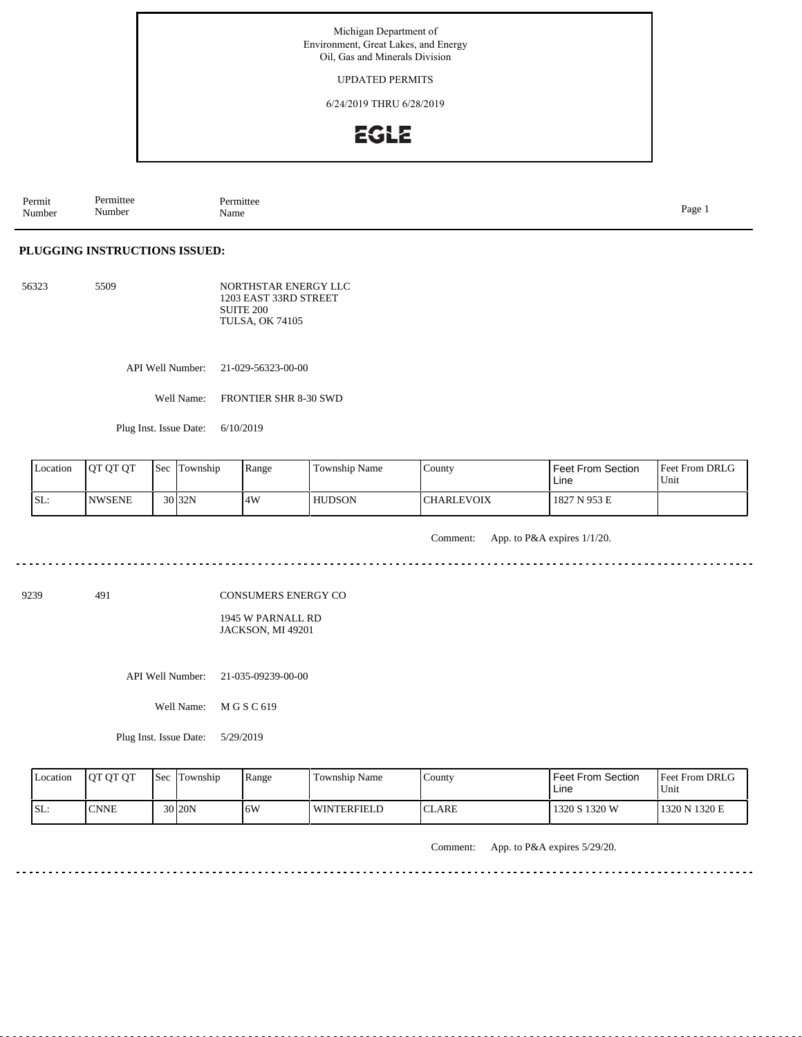Michigan Department of
Environment, Great Lakes, and Energy
Oil, Gas and Minerals Division

UPDATED PERMITS

6/24/2019 THRU 6/28/2019

EGLE

| Permit Number | Permittee Number | Permittee Name |
|---|---|---|

## PLUGGING INSTRUCTIONS ISSUED:

56323 | 5509 | NORTHSTAR ENERGY LLC
1203 EAST 33RD STREET
SUITE 200
TULSA, OK 74105

API Well Number: 21-029-56323-00-00

Well Name: FRONTIER SHR 8-30 SWD

Plug Inst. Issue Date: 6/10/2019

| Location | QT QT QT | Sec | Township | Range | Township Name | County | Feet From Section Line | Feet From DRLG Unit |
|---|---|---|---|---|---|---|---|---|
| SL: | NWSENE | 30 | 32N | 4W | HUDSON | CHARLEVOIX | 1827 N 953 E | |

Comment: App. to P&A expires 1/1/20.

---

9239 | 491 | CONSUMERS ENERGY CO
1945 W PARNALL RD
JACKSON, MI 49201

API Well Number: 21-035-09239-00-00

Well Name: M G S C 619

Plug Inst. Issue Date: 5/29/2019

| Location | QT QT QT | Sec | Township | Range | Township Name | County | Feet From Section Line | Feet From DRLG Unit |
|---|---|---|---|---|---|---|---|---|
| SL: | CNNE | 30 | 20N | 6W | WINTERFIELD | CLARE | 1320 S 1320 W | 1320 N 1320 E |

Comment: App. to P&A expires 5/29/20.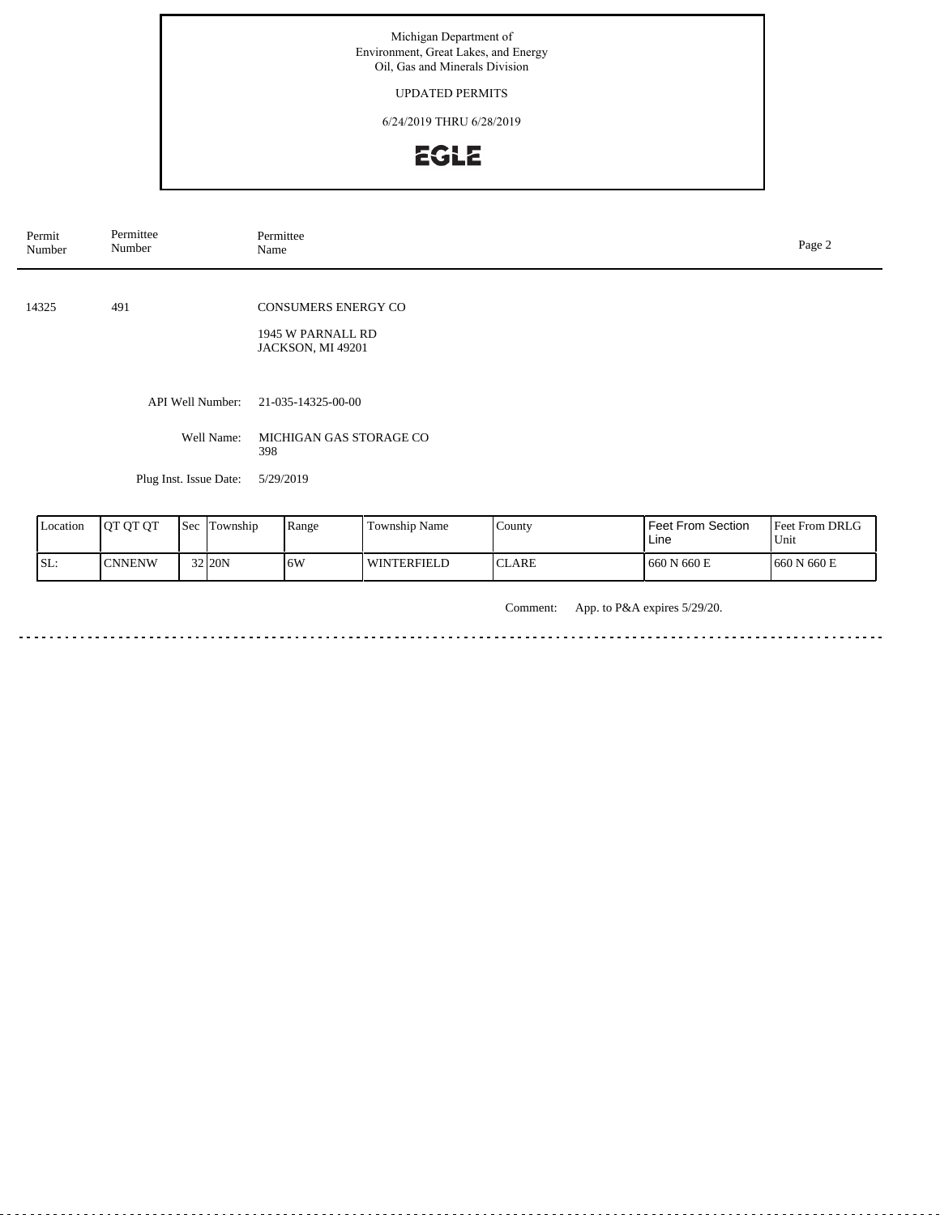Michigan Department of
Environment, Great Lakes, and Energy
Oil, Gas and Minerals Division

UPDATED PERMITS

6/24/2019 THRU 6/28/2019

EGLE

| Permit Number | Permittee Number | Permittee Name |
|---|---|---|
| 14325 | 491 | CONSUMERS ENERGY CO |

1945 W PARNALL RD
JACKSON, MI 49201

API Well Number: 21-035-14325-00-00

Well Name: MICHIGAN GAS STORAGE CO 398

Plug Inst. Issue Date: 5/29/2019

| Location | QT QT QT | Sec | Township | Range | Township Name | County | Feet From Section Line | Feet From DRLG Unit |
|---|---|---|---|---|---|---|---|---|
| SL: | CNNENW | 32 | 20N | 6W | WINTERFIELD | CLARE | 660 N 660 E | 660 N 660 E |

Comment: App. to P&A expires 5/29/20.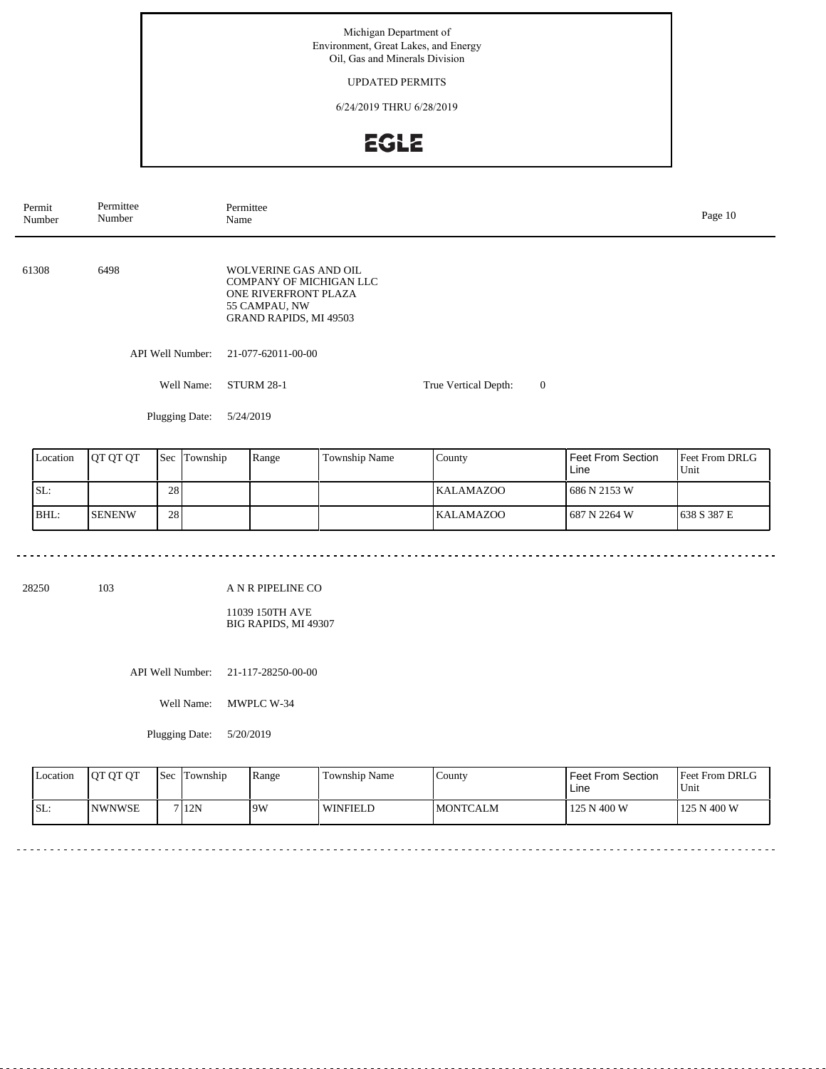Michigan Department of
Environment, Great Lakes, and Energy
Oil, Gas and Minerals Division

UPDATED PERMITS

6/24/2019 THRU 6/28/2019

EGLE

| Permit Number | Permittee Number | Permittee Name |
|---|---|---|

61308 6498 WOLVERINE GAS AND OIL COMPANY OF MICHIGAN LLC
ONE RIVERFRONT PLAZA
55 CAMPAU, NW
GRAND RAPIDS, MI 49503

API Well Number: 21-077-62011-00-00

Well Name: STURM 28-1

True Vertical Depth: 0

Plugging Date: 5/24/2019

| Location | QT QT QT | Sec | Township | Range | Township Name | County | Feet From Section Line | Feet From DRLG Unit |
|---|---|---|---|---|---|---|---|---|
| SL: | | 28 | | | | KALAMAZOO | 686 N 2153 W | |
| BHL: | SENENW | 28 | | | | KALAMAZOO | 687 N 2264 W | 638 S 387 E |

---

28250 103 A N R PIPELINE CO
11039 150TH AVE
BIG RAPIDS, MI 49307

API Well Number: 21-117-28250-00-00

Well Name: MWPLC W-34

Plugging Date: 5/20/2019

| Location | QT QT QT | Sec | Township | Range | Township Name | County | Feet From Section Line | Feet From DRLG Unit |
|---|---|---|---|---|---|---|---|---|
| SL: | NWNWSE | 7 | 12N | 9W | WINFIELD | MONTCALM | 125 N 400 W | 125 N 400 W |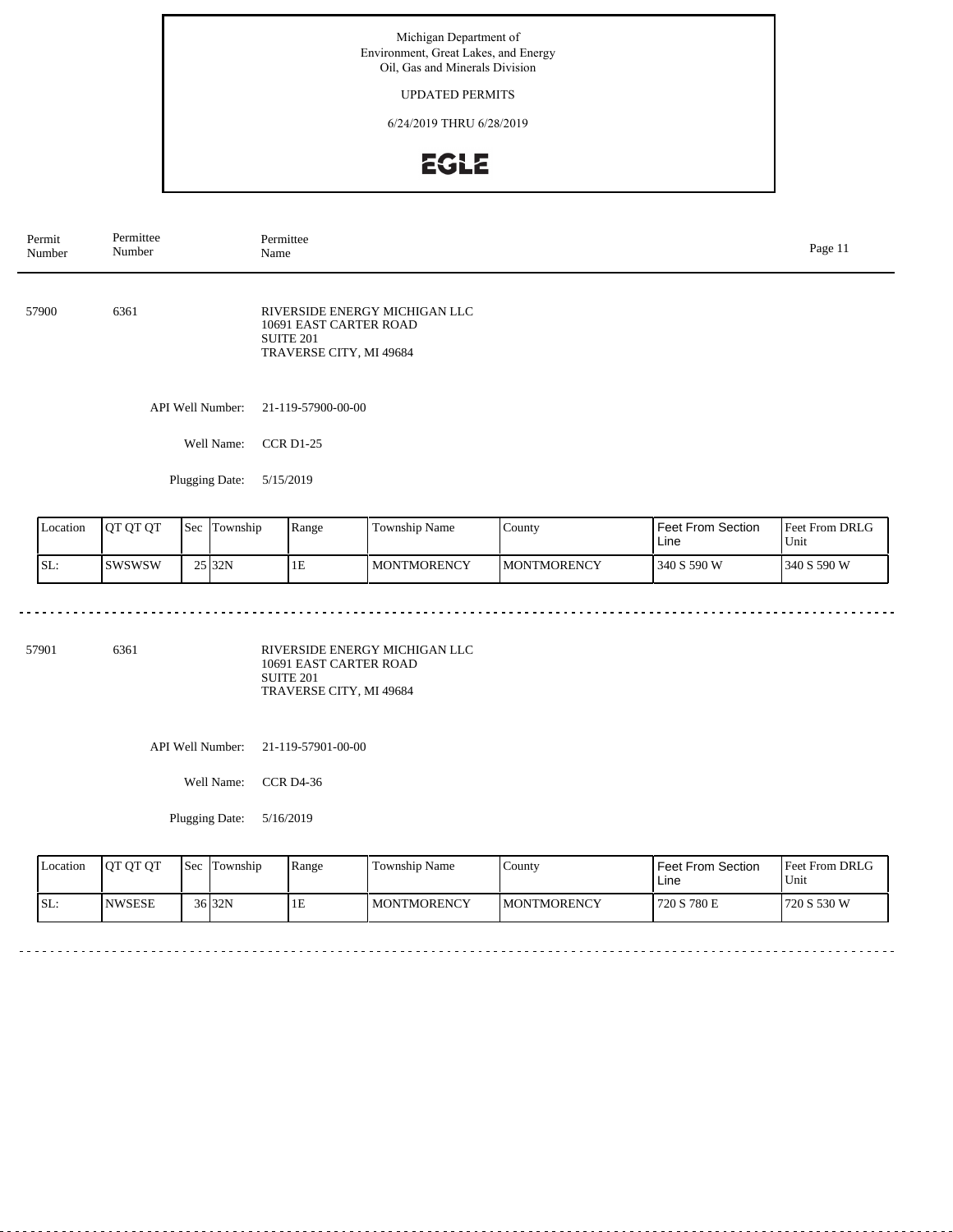Michigan Department of
Environment, Great Lakes, and Energy
Oil, Gas and Minerals Division

UPDATED PERMITS

6/24/2019 THRU 6/28/2019

EGLE

| Permit Number | Permittee Number | Permittee Name |
|---|---|---|

57900 6361 RIVERSIDE ENERGY MICHIGAN LLC
10691 EAST CARTER ROAD
SUITE 201
TRAVERSE CITY, MI 49684

API Well Number: 21-119-57900-00-00

Well Name: CCR D1-25

Plugging Date: 5/15/2019

| Location | QT QT QT | Sec | Township | Range | Township Name | County | Feet From Section Line | Feet From DRLG Unit |
|---|---|---|---|---|---|---|---|---|
| SL: | SWSWSW | 25 | 32N | 1E | MONTMORENCY | MONTMORENCY | 340 S 590 W | 340 S 590 W |

---

57901 6361 RIVERSIDE ENERGY MICHIGAN LLC
10691 EAST CARTER ROAD
SUITE 201
TRAVERSE CITY, MI 49684

API Well Number: 21-119-57901-00-00

Well Name: CCR D4-36

Plugging Date: 5/16/2019

| Location | QT QT QT | Sec | Township | Range | Township Name | County | Feet From Section Line | Feet From DRLG Unit |
|---|---|---|---|---|---|---|---|---|
| SL: | NWSESE | 36 | 32N | 1E | MONTMORENCY | MONTMORENCY | 720 S 780 E | 720 S 530 W |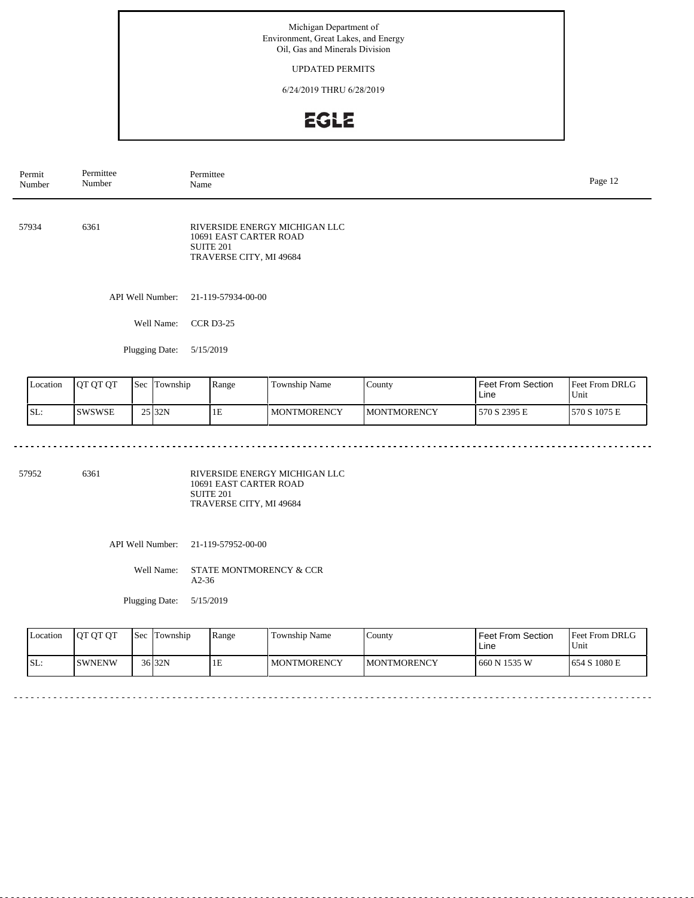Michigan Department of
Environment, Great Lakes, and Energy
Oil, Gas and Minerals Division

UPDATED PERMITS

6/24/2019 THRU 6/28/2019

EGLE

| Permit Number | Permittee Number | Permittee Name |
|---|---|---|
| 57934 | 6361 | RIVERSIDE ENERGY MICHIGAN LLC<br>10691 EAST CARTER ROAD<br>SUITE 201<br>TRAVERSE CITY, MI 49684 |

API Well Number: 21-119-57934-00-00

Well Name: CCR D3-25

Plugging Date: 5/15/2019

| Location | QT QT QT | Sec | Township | Range | Township Name | County | Feet From Section Line | Feet From DRLG Unit |
|---|---|---|---|---|---|---|---|---|
| SL: | SWSWSE | 25 | 32N | 1E | MONTMORENCY | MONTMORENCY | 570 S 2395 E | 570 S 1075 E |

---

| Permit Number | Permittee Number | Permittee Name |
|---|---|---|
| 57952 | 6361 | RIVERSIDE ENERGY MICHIGAN LLC<br>10691 EAST CARTER ROAD<br>SUITE 201<br>TRAVERSE CITY, MI 49684 |

API Well Number: 21-119-57952-00-00

Well Name: STATE MONTMORENCY & CCR A2-36

Plugging Date: 5/15/2019

| Location | QT QT QT | Sec | Township | Range | Township Name | County | Feet From Section Line | Feet From DRLG Unit |
|---|---|---|---|---|---|---|---|---|
| SL: | SWNENW | 36 | 32N | 1E | MONTMORENCY | MONTMORENCY | 660 N 1535 W | 654 S 1080 E |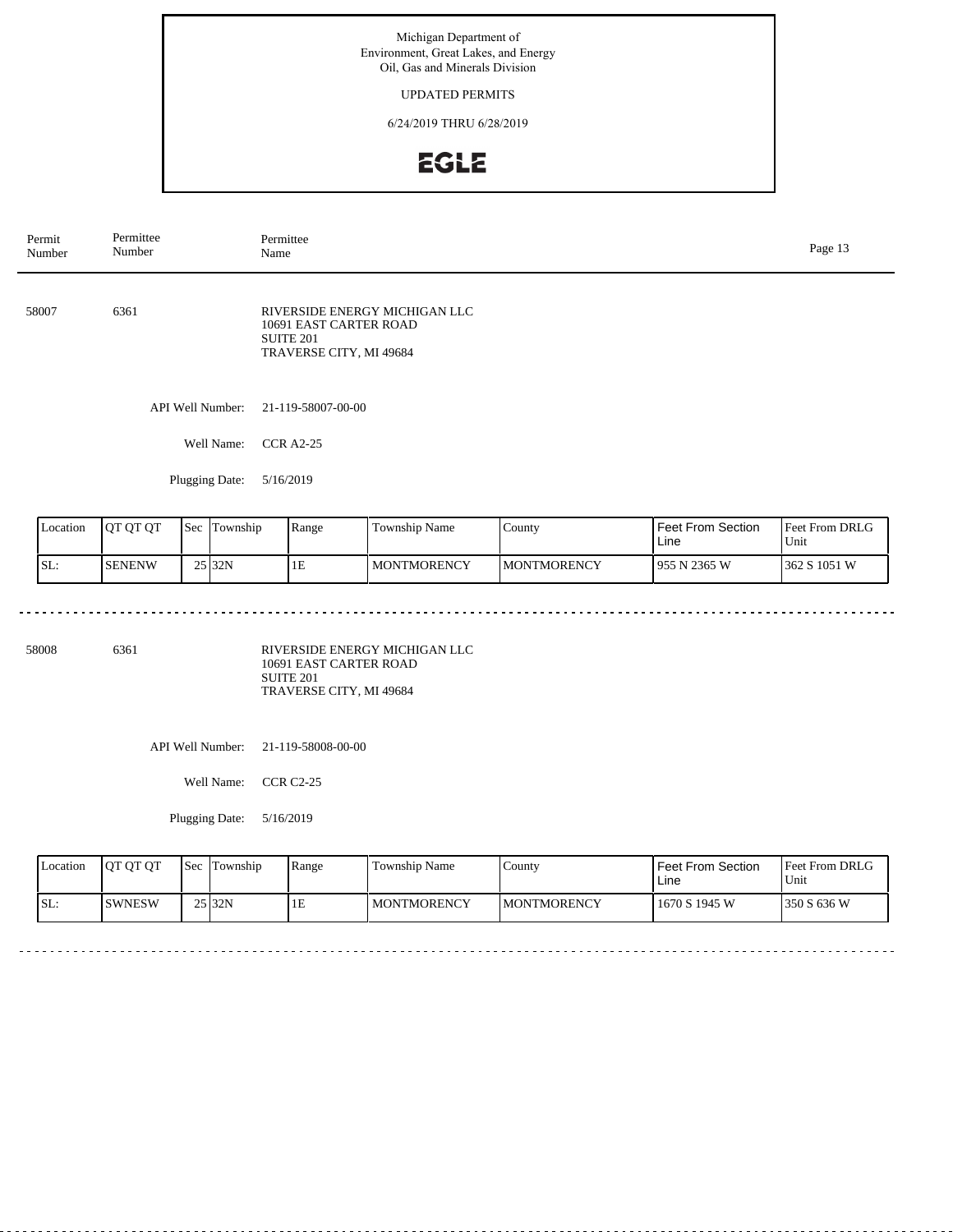Michigan Department of
Environment, Great Lakes, and Energy
Oil, Gas and Minerals Division

UPDATED PERMITS

6/24/2019 THRU 6/28/2019

EGLE

| Permit Number | Permittee Number | Permittee Name |
|---|---|---|

58007 6361 RIVERSIDE ENERGY MICHIGAN LLC
10691 EAST CARTER ROAD
SUITE 201
TRAVERSE CITY, MI 49684

API Well Number: 21-119-58007-00-00

Well Name: CCR A2-25

Plugging Date: 5/16/2019

| Location | QT QT QT | Sec | Township | Range | Township Name | County | Feet From Section Line | Feet From DRLG Unit |
|---|---|---|---|---|---|---|---|---|
| SL: | SENENW | 25 | 32N | 1E | MONTMORENCY | MONTMORENCY | 955 N 2365 W | 362 S 1051 W |

58008 6361 RIVERSIDE ENERGY MICHIGAN LLC
10691 EAST CARTER ROAD
SUITE 201
TRAVERSE CITY, MI 49684

API Well Number: 21-119-58008-00-00

Well Name: CCR C2-25

Plugging Date: 5/16/2019

| Location | QT QT QT | Sec | Township | Range | Township Name | County | Feet From Section Line | Feet From DRLG Unit |
|---|---|---|---|---|---|---|---|---|
| SL: | SWNESW | 25 | 32N | 1E | MONTMORENCY | MONTMORENCY | 1670 S 1945 W | 350 S 636 W |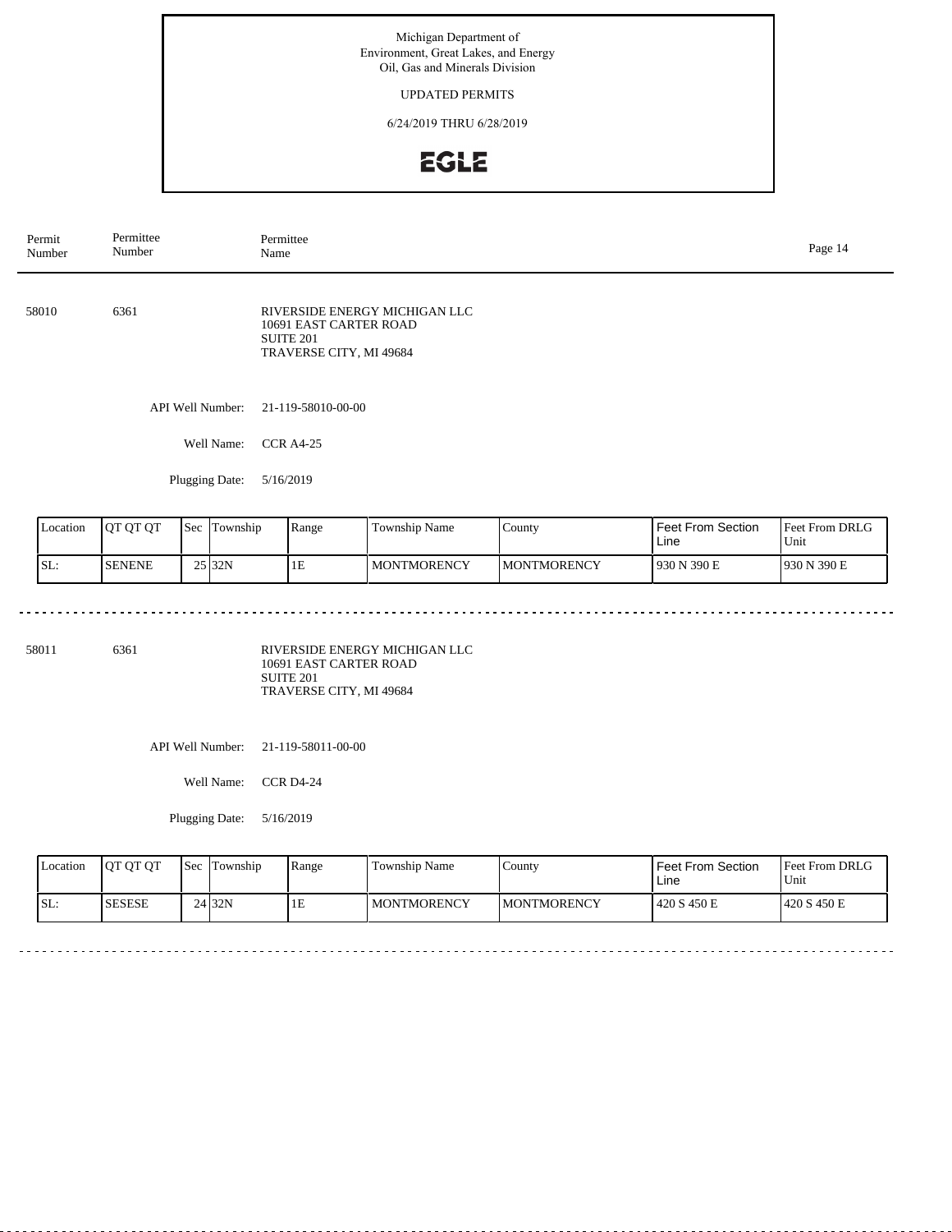Michigan Department of
Environment, Great Lakes, and Energy
Oil, Gas and Minerals Division

UPDATED PERMITS

6/24/2019 THRU 6/28/2019

| Permit Number | Permittee Number | Permittee Name |
|---|---|---|

58010 6361 RIVERSIDE ENERGY MICHIGAN LLC
10691 EAST CARTER ROAD
SUITE 201
TRAVERSE CITY, MI 49684

API Well Number: 21-119-58010-00-00

Well Name: CCR A4-25

Plugging Date: 5/16/2019

| Location | QT QT QT | Sec | Township | Range | Township Name | County | Feet From Section Line | Feet From DRLG Unit |
|---|---|---|---|---|---|---|---|---|
| SL: | SENENE | 25 | 32N | 1E | MONTMORENCY | MONTMORENCY | 930 N 390 E | 930 N 390 E |

58011 6361 RIVERSIDE ENERGY MICHIGAN LLC
10691 EAST CARTER ROAD
SUITE 201
TRAVERSE CITY, MI 49684

API Well Number: 21-119-58011-00-00

Well Name: CCR D4-24

Plugging Date: 5/16/2019

| Location | QT QT QT | Sec | Township | Range | Township Name | County | Feet From Section Line | Feet From DRLG Unit |
|---|---|---|---|---|---|---|---|---|
| SL: | SESESE | 24 | 32N | 1E | MONTMORENCY | MONTMORENCY | 420 S 450 E | 420 S 450 E |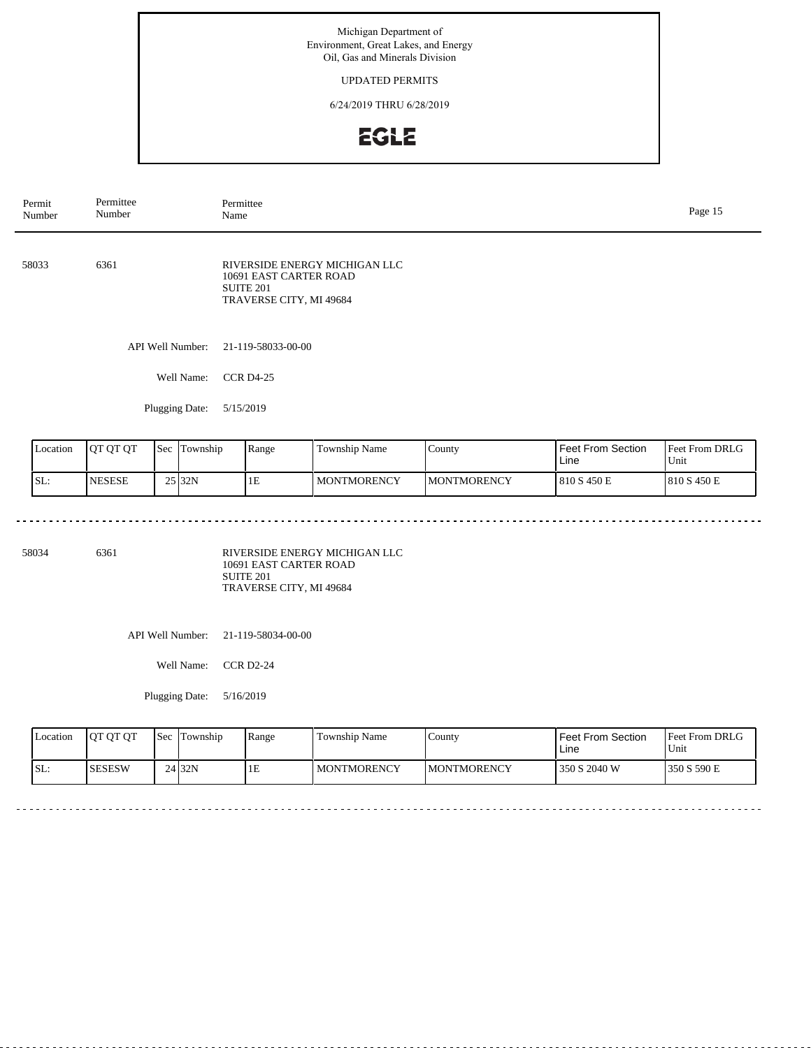Michigan Department of
Environment, Great Lakes, and Energy
Oil, Gas and Minerals Division

UPDATED PERMITS

6/24/2019 THRU 6/28/2019

EGLE

| Permit Number | Permittee Number | Permittee Name |
|---|---|---|

58033 6361 RIVERSIDE ENERGY MICHIGAN LLC
10691 EAST CARTER ROAD
SUITE 201
TRAVERSE CITY, MI 49684

API Well Number: 21-119-58033-00-00

Well Name: CCR D4-25

Plugging Date: 5/15/2019

| Location | QT QT QT | Sec | Township | Range | Township Name | County | Feet From Section Line | Feet From DRLG Unit |
|---|---|---|---|---|---|---|---|---|
| SL: | NESESE | 25 | 32N | 1E | MONTMORENCY | MONTMORENCY | 810 S 450 E | 810 S 450 E |

58034 6361 RIVERSIDE ENERGY MICHIGAN LLC
10691 EAST CARTER ROAD
SUITE 201
TRAVERSE CITY, MI 49684

API Well Number: 21-119-58034-00-00

Well Name: CCR D2-24

Plugging Date: 5/16/2019

| Location | QT QT QT | Sec | Township | Range | Township Name | County | Feet From Section Line | Feet From DRLG Unit |
|---|---|---|---|---|---|---|---|---|
| SL: | SESESW | 24 | 32N | 1E | MONTMORENCY | MONTMORENCY | 350 S 2040 W | 350 S 590 E |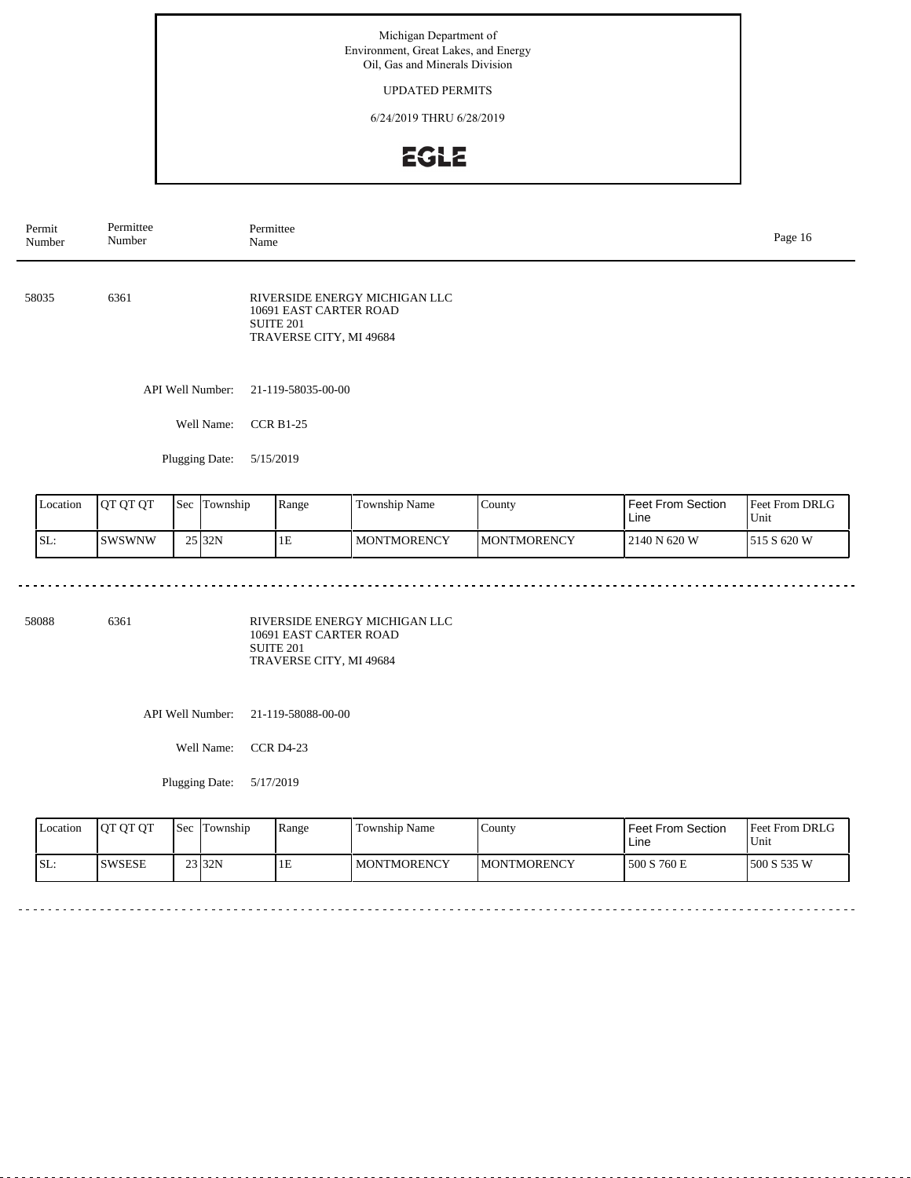Michigan Department of
Environment, Great Lakes, and Energy
Oil, Gas and Minerals Division

UPDATED PERMITS

6/24/2019 THRU 6/28/2019

EGLE

| Permit Number | Permittee Number | Permittee Name |
|---|---|---|

58035 6361 RIVERSIDE ENERGY MICHIGAN LLC
10691 EAST CARTER ROAD
SUITE 201
TRAVERSE CITY, MI 49684

API Well Number: 21-119-58035-00-00

Well Name: CCR B1-25

Plugging Date: 5/15/2019

| Location | QT QT QT | Sec | Township | Range | Township Name | County | Feet From Section Line | Feet From DRLG Unit |
|---|---|---|---|---|---|---|---|---|
| SL: | SWSWNW | 25 | 32N | 1E | MONTMORENCY | MONTMORENCY | 2140 N 620 W | 515 S 620 W |

58088 6361 RIVERSIDE ENERGY MICHIGAN LLC
10691 EAST CARTER ROAD
SUITE 201
TRAVERSE CITY, MI 49684

API Well Number: 21-119-58088-00-00

Well Name: CCR D4-23

Plugging Date: 5/17/2019

| Location | QT QT QT | Sec | Township | Range | Township Name | County | Feet From Section Line | Feet From DRLG Unit |
|---|---|---|---|---|---|---|---|---|
| SL: | SWSESE | 23 | 32N | 1E | MONTMORENCY | MONTMORENCY | 500 S 760 E | 500 S 535 W |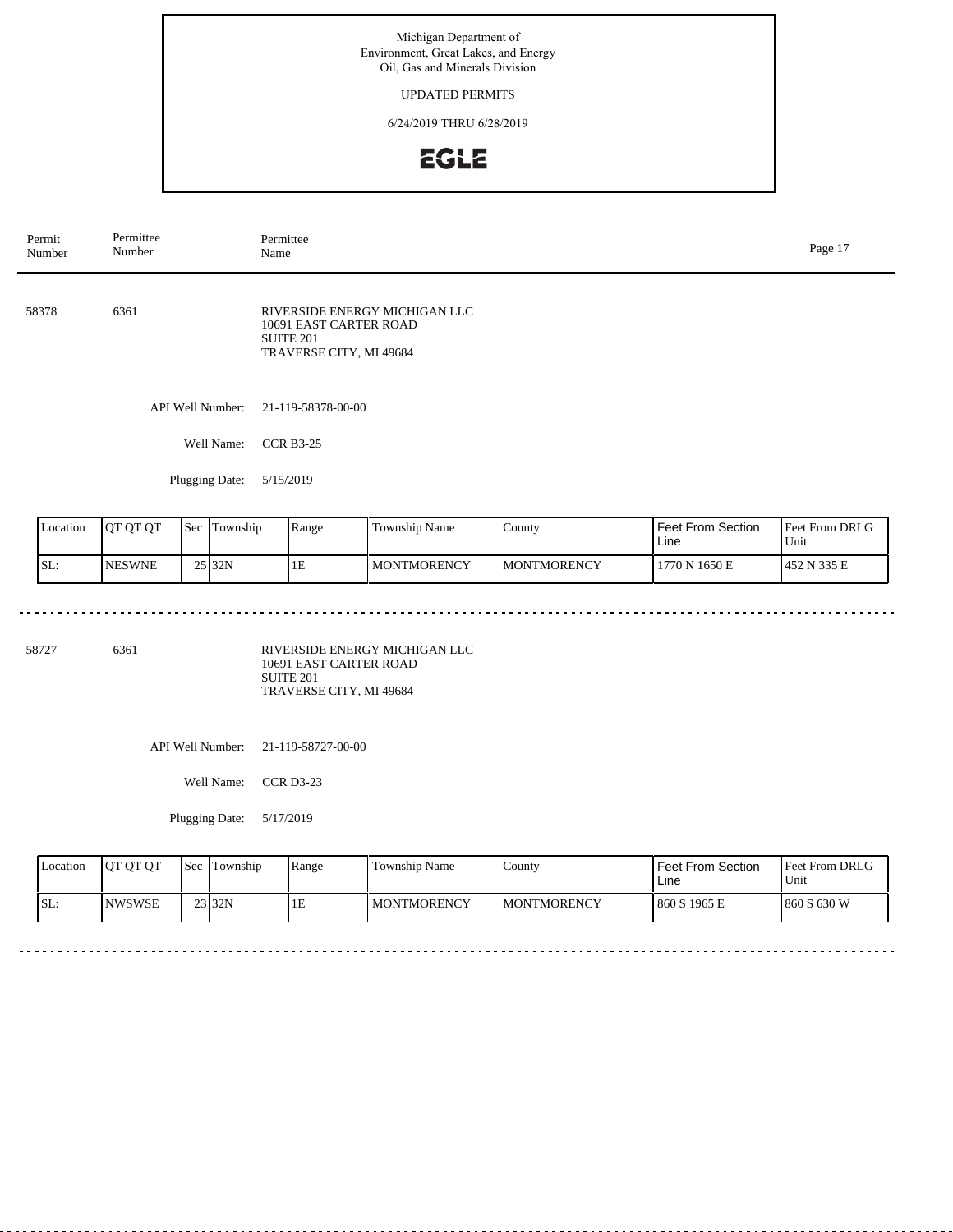Michigan Department of
Environment, Great Lakes, and Energy
Oil, Gas and Minerals Division

UPDATED PERMITS

6/24/2019 THRU 6/28/2019

EGLE

| Permit Number | Permittee Number | Permittee Name |
|---|---|---|

58378 6361

RIVERSIDE ENERGY MICHIGAN LLC
10691 EAST CARTER ROAD
SUITE 201
TRAVERSE CITY, MI 49684

API Well Number: 21-119-58378-00-00

Well Name: CCR B3-25

Plugging Date: 5/15/2019

| Location | QT QT QT | Sec | Township | Range | Township Name | County | Feet From Section Line | Feet From DRLG Unit |
|---|---|---|---|---|---|---|---|---|
| SL: | NESWNE | 25 | 32N | 1E | MONTMORENCY | MONTMORENCY | 1770 N 1650 E | 452 N 335 E |

---

58727 6361

RIVERSIDE ENERGY MICHIGAN LLC
10691 EAST CARTER ROAD
SUITE 201
TRAVERSE CITY, MI 49684

API Well Number: 21-119-58727-00-00

Well Name: CCR D3-23

Plugging Date: 5/17/2019

| Location | QT QT QT | Sec | Township | Range | Township Name | County | Feet From Section Line | Feet From DRLG Unit |
|---|---|---|---|---|---|---|---|---|
| SL: | NWSWSE | 23 | 32N | 1E | MONTMORENCY | MONTMORENCY | 860 S 1965 E | 860 S 630 W |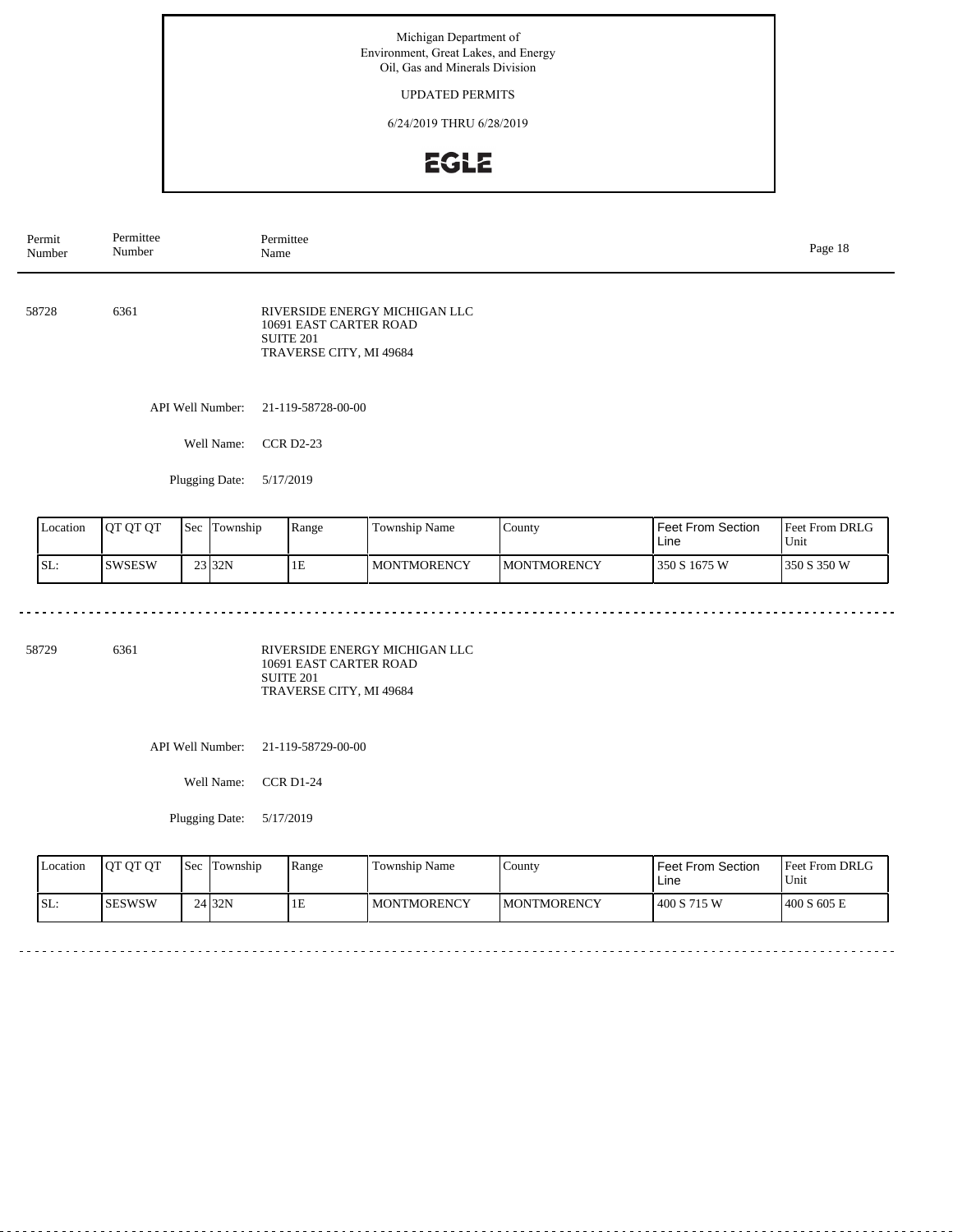Michigan Department of
Environment, Great Lakes, and Energy
Oil, Gas and Minerals Division

UPDATED PERMITS

6/24/2019 THRU 6/28/2019

EGLE

| Permit Number | Permittee Number | Permittee Name |
|---|---|---|

58728 6361 RIVERSIDE ENERGY MICHIGAN LLC
10691 EAST CARTER ROAD
SUITE 201
TRAVERSE CITY, MI 49684

API Well Number: 21-119-58728-00-00

Well Name: CCR D2-23

Plugging Date: 5/17/2019

| Location | QT QT QT | Sec | Township | Range | Township Name | County | Feet From Section Line | Feet From DRLG Unit |
|---|---|---|---|---|---|---|---|---|
| SL: | SWSESW | 23 | 32N | 1E | MONTMORENCY | MONTMORENCY | 350 S 1675 W | 350 S 350 W |

58729 6361 RIVERSIDE ENERGY MICHIGAN LLC
10691 EAST CARTER ROAD
SUITE 201
TRAVERSE CITY, MI 49684

API Well Number: 21-119-58729-00-00

Well Name: CCR D1-24

Plugging Date: 5/17/2019

| Location | QT QT QT | Sec | Township | Range | Township Name | County | Feet From Section Line | Feet From DRLG Unit |
|---|---|---|---|---|---|---|---|---|
| SL: | SESWSW | 24 | 32N | 1E | MONTMORENCY | MONTMORENCY | 400 S 715 W | 400 S 605 E |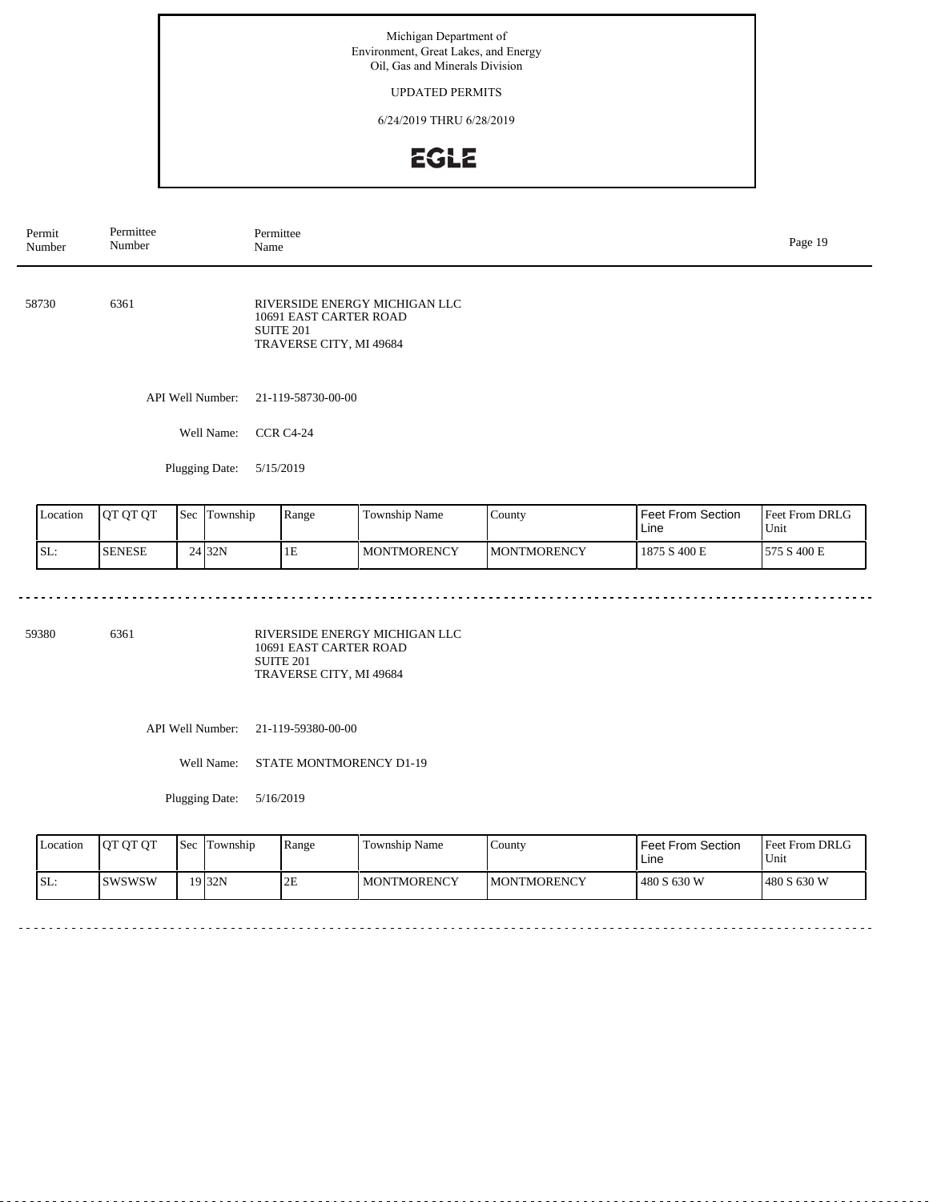Michigan Department of
Environment, Great Lakes, and Energy
Oil, Gas and Minerals Division

UPDATED PERMITS

6/24/2019 THRU 6/28/2019

EGLE

| Permit Number | Permittee Number | Permittee Name |
|---|---|---|

---

**58730** 6361

RIVERSIDE ENERGY MICHIGAN LLC
10691 EAST CARTER ROAD
SUITE 201
TRAVERSE CITY, MI 49684

API Well Number: 21-119-58730-00-00

Well Name: CCR C4-24

Plugging Date: 5/15/2019

| Location | QT QT QT | Sec | Township | Range | Township Name | County | Feet From Section Line | Feet From DRLG Unit |
|---|---|---|---|---|---|---|---|---|
| SL: | SENESE | 24 | 32N | 1E | MONTMORENCY | MONTMORENCY | 1875 S 400 E | 575 S 400 E |

---

**59380** 6361

RIVERSIDE ENERGY MICHIGAN LLC
10691 EAST CARTER ROAD
SUITE 201
TRAVERSE CITY, MI 49684

API Well Number: 21-119-59380-00-00

Well Name: STATE MONTMORENCY D1-19

Plugging Date: 5/16/2019

| Location | QT QT QT | Sec | Township | Range | Township Name | County | Feet From Section Line | Feet From DRLG Unit |
|---|---|---|---|---|---|---|---|---|
| SL: | SWSWSW | 19 | 32N | 2E | MONTMORENCY | MONTMORENCY | 480 S 630 W | 480 S 630 W |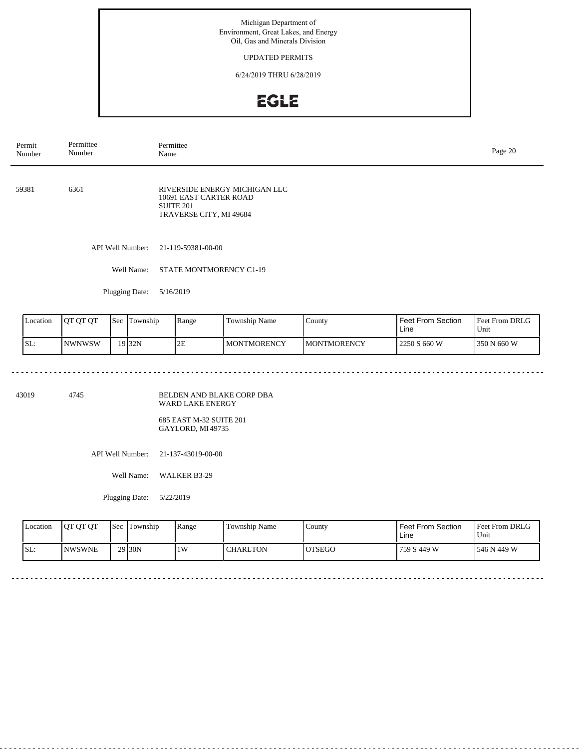Michigan Department of
Environment, Great Lakes, and Energy
Oil, Gas and Minerals Division

UPDATED PERMITS

6/24/2019 THRU 6/28/2019

EGLE

| Permit Number | Permittee Number | Permittee Name |
|---|---|---|

---

**59381** &nbsp;&nbsp; **6361**

RIVERSIDE ENERGY MICHIGAN LLC
10691 EAST CARTER ROAD
SUITE 201
TRAVERSE CITY, MI 49684

API Well Number: 21-119-59381-00-00

Well Name: STATE MONTMORENCY C1-19

Plugging Date: 5/16/2019

| Location | QT QT QT | Sec | Township | Range | Township Name | County | Feet From Section Line | Feet From DRLG Unit |
|---|---|---|---|---|---|---|---|---|
| SL: | NWNWSW | 19 | 32N | 2E | MONTMORENCY | MONTMORENCY | 2250 S 660 W | 350 N 660 W |

---

**43019** &nbsp;&nbsp; **4745**

BELDEN AND BLAKE CORP DBA
WARD LAKE ENERGY

685 EAST M-32 SUITE 201
GAYLORD, MI 49735

API Well Number: 21-137-43019-00-00

Well Name: WALKER B3-29

Plugging Date: 5/22/2019

| Location | QT QT QT | Sec | Township | Range | Township Name | County | Feet From Section Line | Feet From DRLG Unit |
|---|---|---|---|---|---|---|---|---|
| SL: | NWSWNE | 29 | 30N | 1W | CHARLTON | OTSEGO | 759 S 449 W | 546 N 449 W |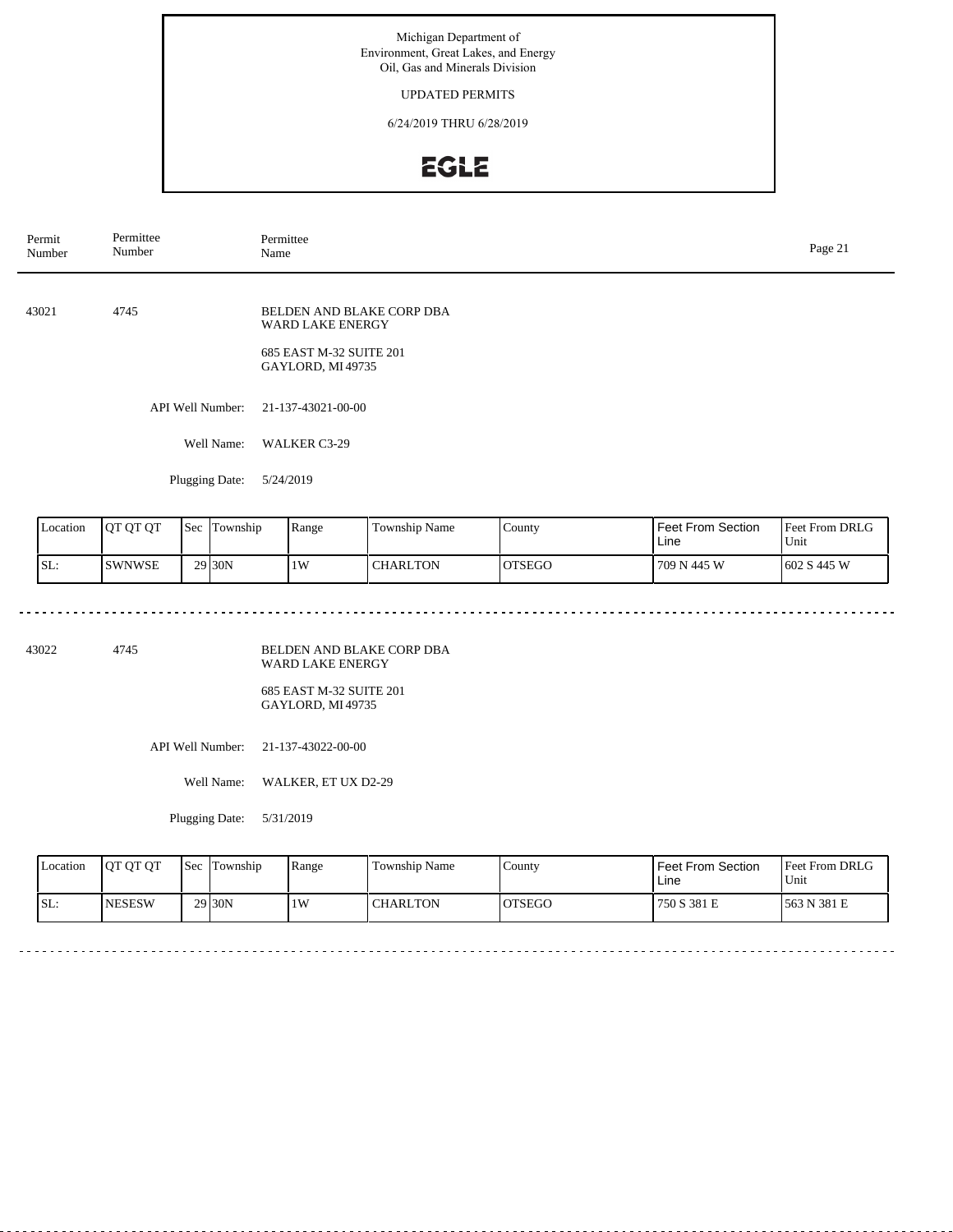Michigan Department of
Environment, Great Lakes, and Energy
Oil, Gas and Minerals Division

UPDATED PERMITS

6/24/2019 THRU 6/28/2019

EGLE

| Permit Number | Permittee Number | Permittee Name |
|---|---|---|

43021 4745 BELDEN AND BLAKE CORP DBA WARD LAKE ENERGY

685 EAST M-32 SUITE 201
GAYLORD, MI 49735

API Well Number: 21-137-43021-00-00

Well Name: WALKER C3-29

Plugging Date: 5/24/2019

| Location | QT QT QT | Sec | Township | Range | Township Name | County | Feet From Section Line | Feet From DRLG Unit |
|---|---|---|---|---|---|---|---|---|
| SL: | SWNWSE | 29 | 30N | 1W | CHARLTON | OTSEGO | 709 N 445 W | 602 S 445 W |

43022 4745 BELDEN AND BLAKE CORP DBA WARD LAKE ENERGY

685 EAST M-32 SUITE 201
GAYLORD, MI 49735

API Well Number: 21-137-43022-00-00

Well Name: WALKER, ET UX D2-29

Plugging Date: 5/31/2019

| Location | QT QT QT | Sec | Township | Range | Township Name | County | Feet From Section Line | Feet From DRLG Unit |
|---|---|---|---|---|---|---|---|---|
| SL: | NESESW | 29 | 30N | 1W | CHARLTON | OTSEGO | 750 S 381 E | 563 N 381 E |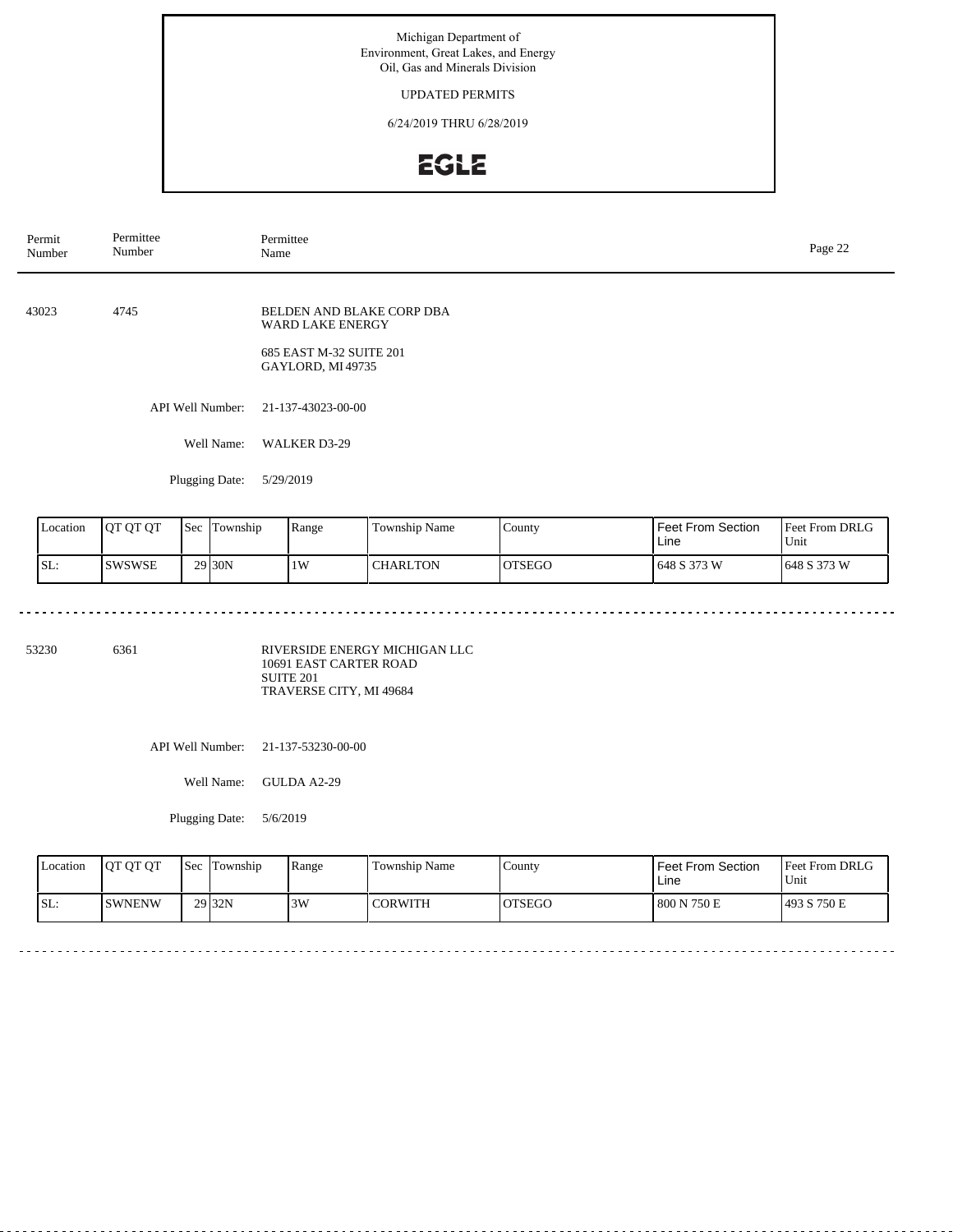Michigan Department of
Environment, Great Lakes, and Energy
Oil, Gas and Minerals Division

UPDATED PERMITS

6/24/2019 THRU 6/28/2019

EGLE

| Permit Number | Permittee Number | Permittee Name |
|---|---|---|

---

**43023** | **4745** | BELDEN AND BLAKE CORP DBA WARD LAKE ENERGY

685 EAST M-32 SUITE 201
GAYLORD, MI 49735

API Well Number: 21-137-43023-00-00

Well Name: WALKER D3-29

Plugging Date: 5/29/2019

| Location | QT QT QT | Sec | Township | Range | Township Name | County | Feet From Section Line | Feet From DRLG Unit |
|---|---|---|---|---|---|---|---|---|
| SL: | SWSWSE | 29 | 30N | 1W | CHARLTON | OTSEGO | 648 S 373 W | 648 S 373 W |

---

**53230** | **6361** | RIVERSIDE ENERGY MICHIGAN LLC

10691 EAST CARTER ROAD
SUITE 201
TRAVERSE CITY, MI 49684

API Well Number: 21-137-53230-00-00

Well Name: GULDA A2-29

Plugging Date: 5/6/2019

| Location | QT QT QT | Sec | Township | Range | Township Name | County | Feet From Section Line | Feet From DRLG Unit |
|---|---|---|---|---|---|---|---|---|
| SL: | SWNENW | 29 | 32N | 3W | CORWITH | OTSEGO | 800 N 750 E | 493 S 750 E |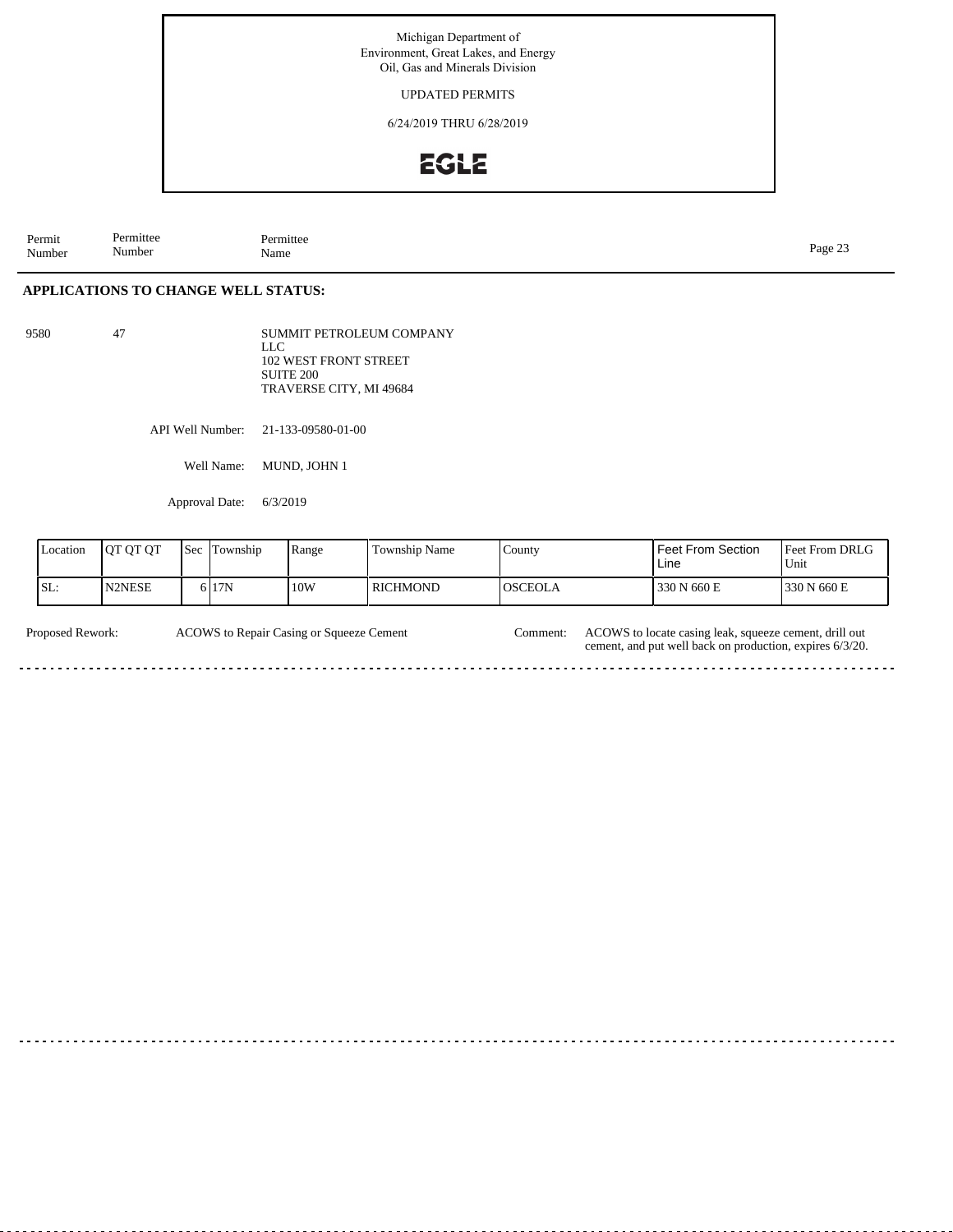Michigan Department of
Environment, Great Lakes, and Energy
Oil, Gas and Minerals Division

UPDATED PERMITS

6/24/2019 THRU 6/28/2019

EGLE

| Permit Number | Permittee Number | Permittee Name |
|---|---|---|

## APPLICATIONS TO CHANGE WELL STATUS:

9580 47 SUMMIT PETROLEUM COMPANY LLC
102 WEST FRONT STREET
SUITE 200
TRAVERSE CITY, MI 49684

API Well Number: 21-133-09580-01-00

Well Name: MUND, JOHN 1

Approval Date: 6/3/2019

| Location | QT QT QT | Sec | Township | Range | Township Name | County | Feet From Section Line | Feet From DRLG Unit |
|---|---|---|---|---|---|---|---|---|
| SL: | N2NESE | 6 | 17N | 10W | RICHMOND | OSCEOLA | 330 N 660 E | 330 N 660 E |

Proposed Rework: ACOWS to Repair Casing or Squeeze Cement

Comment: ACOWS to locate casing leak, squeeze cement, drill out cement, and put well back on production, expires 6/3/20.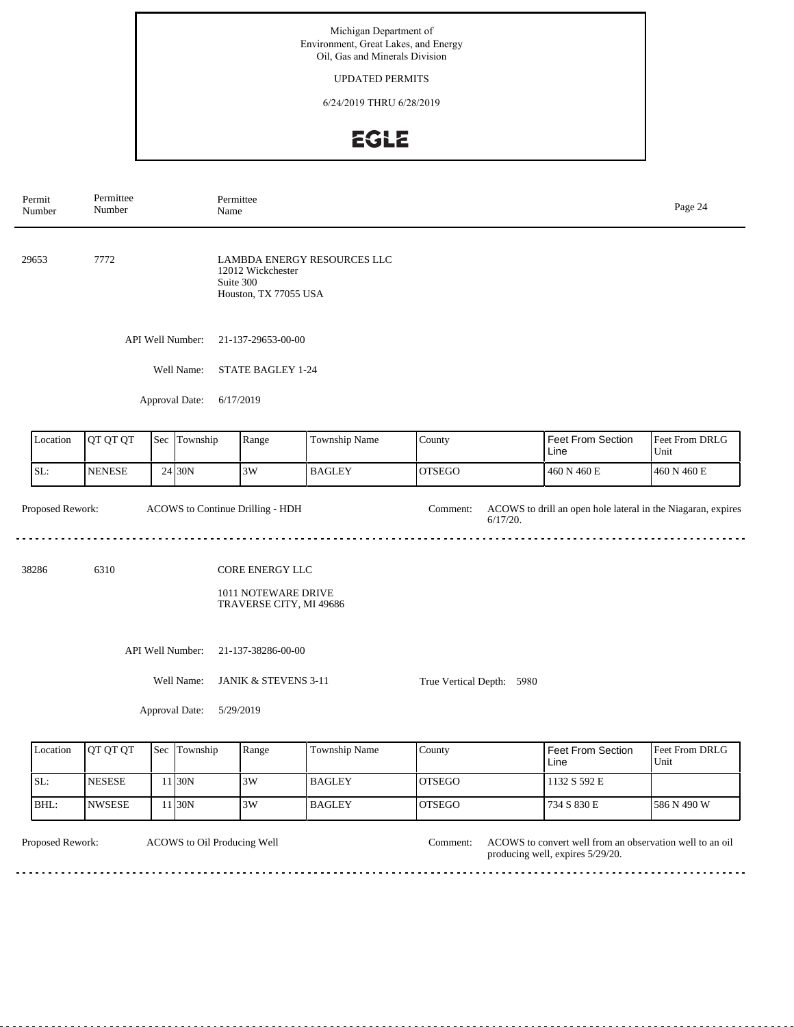Michigan Department of Environment, Great Lakes, and Energy
Oil, Gas and Minerals Division

UPDATED PERMITS

6/24/2019 THRU 6/28/2019

EGLE

| Permit Number | Permittee Number | Permittee Name |
|---|---|---|

29653 7772 LAMBDA ENERGY RESOURCES LLC
12012 Wickchester
Suite 300
Houston, TX 77055 USA

API Well Number: 21-137-29653-00-00

Well Name: STATE BAGLEY 1-24

Approval Date: 6/17/2019

| Location | QT QT QT | Sec | Township | Range | Township Name | County | Feet From Section Line | Feet From DRLG Unit |
|---|---|---|---|---|---|---|---|---|
| SL: | NENESE | 24 | 30N | 3W | BAGLEY | OTSEGO | 460 N 460 E | 460 N 460 E |

Proposed Rework: ACOWS to Continue Drilling - HDH

Comment: ACOWS to drill an open hole lateral in the Niagaran, expires 6/17/20.

---

38286 6310 CORE ENERGY LLC
1011 NOTEWARE DRIVE
TRAVERSE CITY, MI 49686

API Well Number: 21-137-38286-00-00

Well Name: JANIK & STEVENS 3-11

True Vertical Depth: 5980

Approval Date: 5/29/2019

| Location | QT QT QT | Sec | Township | Range | Township Name | County | Feet From Section Line | Feet From DRLG Unit |
|---|---|---|---|---|---|---|---|---|
| SL: | NESESE | 11 | 30N | 3W | BAGLEY | OTSEGO | 1132 S 592 E | |
| BHL: | NWSESE | 11 | 30N | 3W | BAGLEY | OTSEGO | 734 S 830 E | 586 N 490 W |

Proposed Rework: ACOWS to Oil Producing Well

Comment: ACOWS to convert well from an observation well to an oil producing well, expires 5/29/20.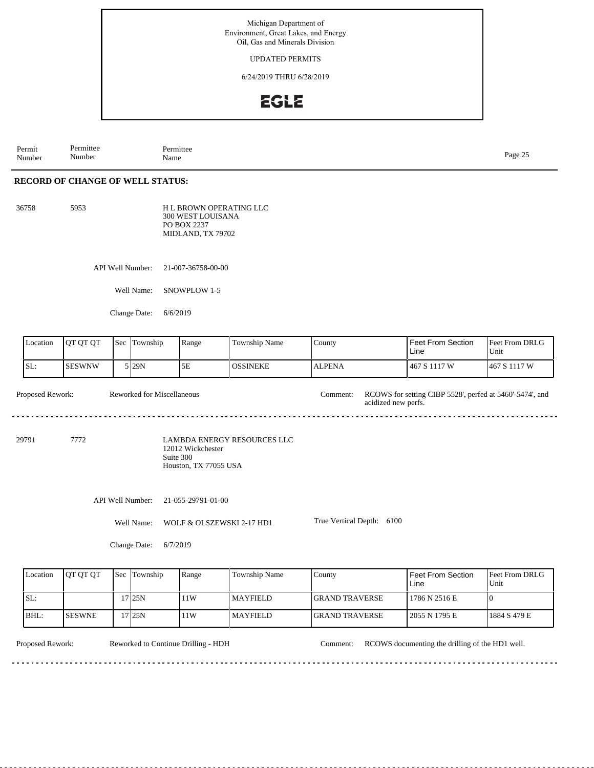Michigan Department of
Environment, Great Lakes, and Energy
Oil, Gas and Minerals Division

UPDATED PERMITS

6/24/2019 THRU 6/28/2019

EGLE

| Permit Number | Permittee Number | Permittee Name |
|---|---|---|

## RECORD OF CHANGE OF WELL STATUS:

36758 5953 H L BROWN OPERATING LLC
300 WEST LOUISANA
PO BOX 2237
MIDLAND, TX 79702

API Well Number: 21-007-36758-00-00

Well Name: SNOWPLOW 1-5

Change Date: 6/6/2019

| Location | QT QT QT | Sec | Township | Range | Township Name | County | Feet From Section Line | Feet From DRLG Unit |
|---|---|---|---|---|---|---|---|---|
| SL: | SESWNW | 5 | 29N | 5E | OSSINEKE | ALPENA | 467 S 1117 W | 467 S 1117 W |

Proposed Rework: Reworked for Miscellaneous

Comment: RCOWS for setting CIBP 5528', perfed at 5460'-5474', and acidized new perfs.

---

29791 7772 LAMBDA ENERGY RESOURCES LLC
12012 Wickchester
Suite 300
Houston, TX 77055 USA

API Well Number: 21-055-29791-01-00

Well Name: WOLF & OLSZEWSKI 2-17 HD1

True Vertical Depth: 6100

Change Date: 6/7/2019

| Location | QT QT QT | Sec | Township | Range | Township Name | County | Feet From Section Line | Feet From DRLG Unit |
|---|---|---|---|---|---|---|---|---|
| SL: | | 17 | 25N | 11W | MAYFIELD | GRAND TRAVERSE | 1786 N 2516 E | 0 |
| BHL: | SESWNE | 17 | 25N | 11W | MAYFIELD | GRAND TRAVERSE | 2055 N 1795 E | 1884 S 479 E |

Proposed Rework: Reworked to Continue Drilling - HDH

Comment: RCOWS documenting the drilling of the HD1 well.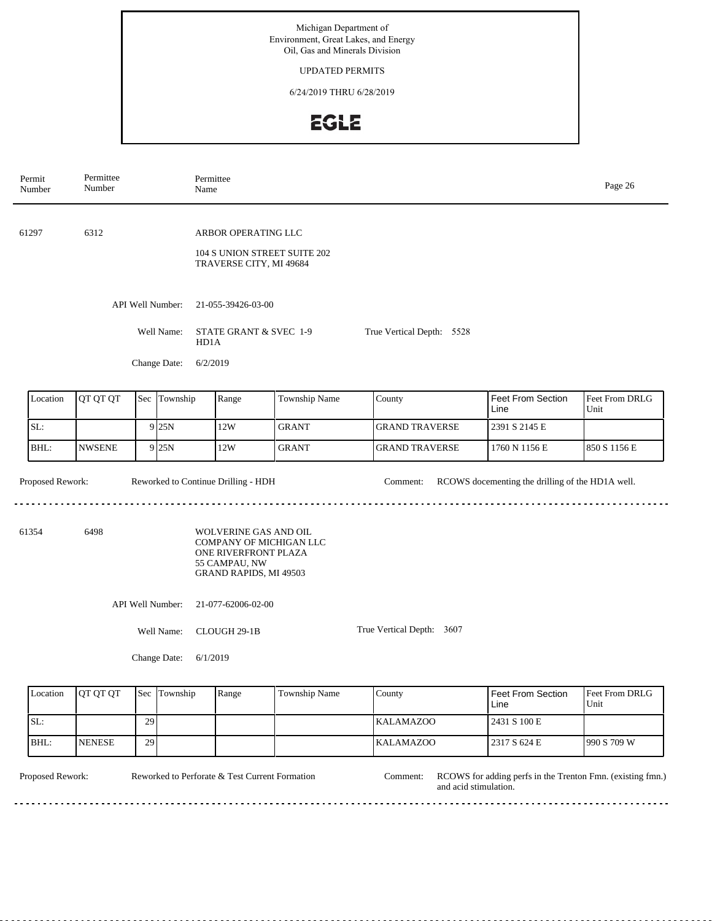Michigan Department of
Environment, Great Lakes, and Energy
Oil, Gas and Minerals Division

UPDATED PERMITS

6/24/2019 THRU 6/28/2019

EGLE

| Permit Number | Permittee Number | Permittee Name |
|---|---|---|

---

**61297** | **6312** | **ARBOR OPERATING LLC**

104 S UNION STREET SUITE 202
TRAVERSE CITY, MI 49684

API Well Number: 21-055-39426-03-00

Well Name: STATE GRANT & SVEC 1-9 HD1A

True Vertical Depth: 5528

Change Date: 6/2/2019

| Location | QT QT QT | Sec | Township | Range | Township Name | County | Feet From Section Line | Feet From DRLG Unit |
|---|---|---|---|---|---|---|---|---|
| SL: | | 9 | 25N | 12W | GRANT | GRAND TRAVERSE | 2391 S 2145 E | |
| BHL: | NWSENE | 9 | 25N | 12W | GRANT | GRAND TRAVERSE | 1760 N 1156 E | 850 S 1156 E |

Proposed Rework: Reworked to Continue Drilling - HDH

Comment: RCOWS docementing the drilling of the HD1A well.

---

**61354** | **6498** | **WOLVERINE GAS AND OIL COMPANY OF MICHIGAN LLC**

ONE RIVERFRONT PLAZA
55 CAMPAU, NW
GRAND RAPIDS, MI 49503

API Well Number: 21-077-62006-02-00

Well Name: CLOUGH 29-1B

True Vertical Depth: 3607

Change Date: 6/1/2019

| Location | QT QT QT | Sec | Township | Range | Township Name | County | Feet From Section Line | Feet From DRLG Unit |
|---|---|---|---|---|---|---|---|---|
| SL: | | 29 | | | | KALAMAZOO | 2431 S 100 E | |
| BHL: | NENESE | 29 | | | | KALAMAZOO | 2317 S 624 E | 990 S 709 W |

Proposed Rework: Reworked to Perforate & Test Current Formation

Comment: RCOWS for adding perfs in the Trenton Fmn. (existing fmn.) and acid stimulation.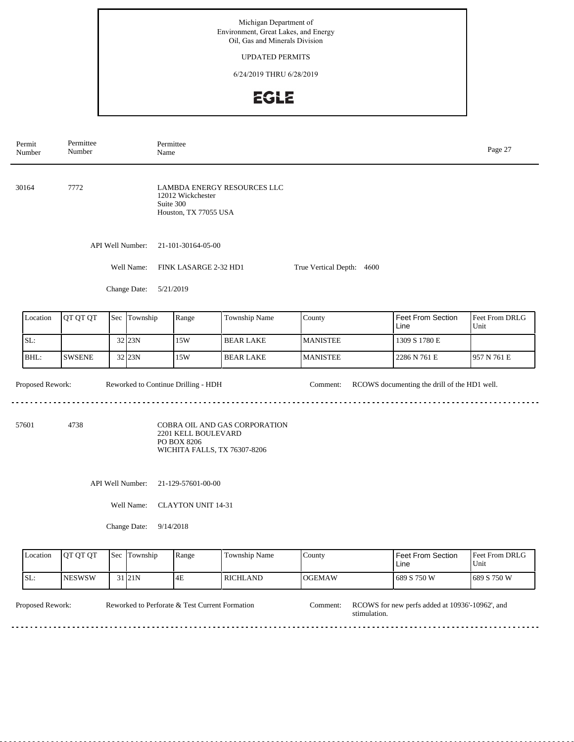Michigan Department of
Environment, Great Lakes, and Energy
Oil, Gas and Minerals Division

UPDATED PERMITS

6/24/2019 THRU 6/28/2019

EGLE

| Permit Number | Permittee Number | Permittee Name |
|---|---|---|

---

**30164** 7772

LAMBDA ENERGY RESOURCES LLC
12012 Wickchester
Suite 300
Houston, TX 77055 USA

API Well Number: 21-101-30164-05-00

Well Name: FINK LASARGE 2-32 HD1

True Vertical Depth: 4600

Change Date: 5/21/2019

| Location | QT QT QT | Sec | Township | Range | Township Name | County | Feet From Section Line | Feet From DRLG Unit |
|---|---|---|---|---|---|---|---|---|
| SL: | | 32 | 23N | 15W | BEAR LAKE | MANISTEE | 1309 S 1780 E | |
| BHL: | SWSENE | 32 | 23N | 15W | BEAR LAKE | MANISTEE | 2286 N 761 E | 957 N 761 E |

Proposed Rework: Reworked to Continue Drilling - HDH

Comment: RCOWS documenting the drill of the HD1 well.

---

**57601** 4738

COBRA OIL AND GAS CORPORATION
2201 KELL BOULEVARD
PO BOX 8206
WICHITA FALLS, TX 76307-8206

API Well Number: 21-129-57601-00-00

Well Name: CLAYTON UNIT 14-31

Change Date: 9/14/2018

| Location | QT QT QT | Sec | Township | Range | Township Name | County | Feet From Section Line | Feet From DRLG Unit |
|---|---|---|---|---|---|---|---|---|
| SL: | NESWSW | 31 | 21N | 4E | RICHLAND | OGEMAW | 689 S 750 W | 689 S 750 W |

Proposed Rework: Reworked to Perforate & Test Current Formation

Comment: RCOWS for new perfs added at 10936'-10962', and stimulation.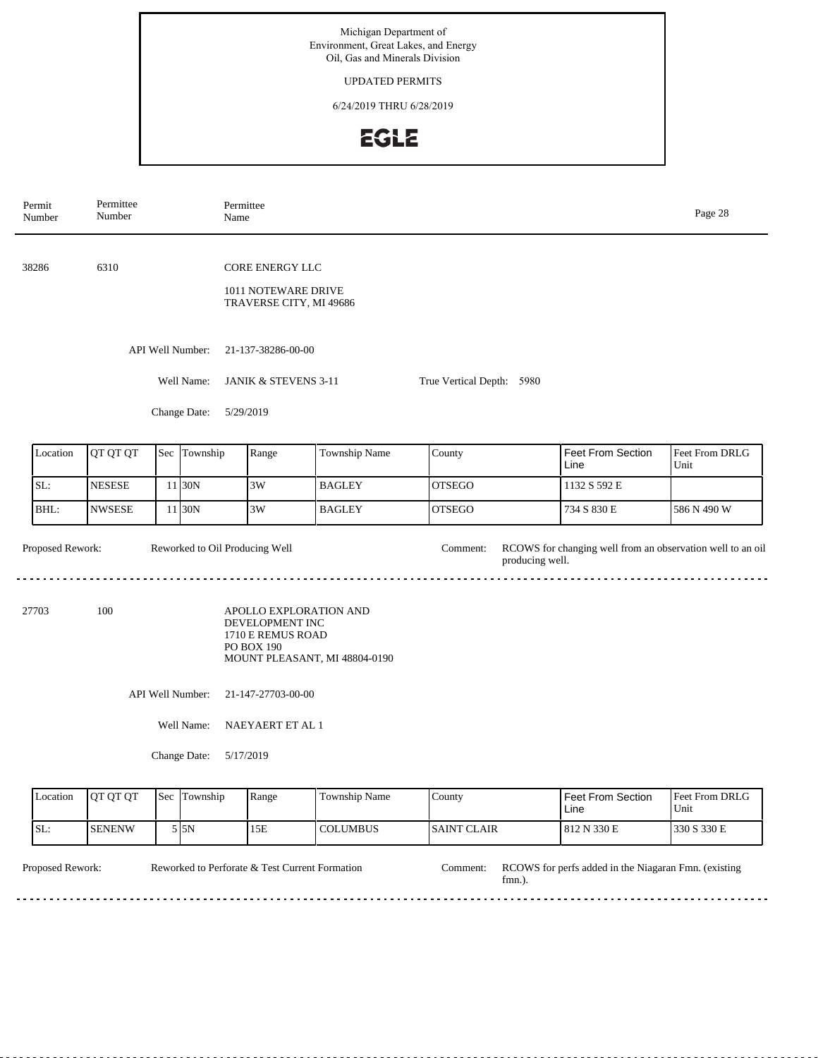Michigan Department of
Environment, Great Lakes, and Energy
Oil, Gas and Minerals Division

UPDATED PERMITS

6/24/2019 THRU 6/28/2019

EGLE

| Permit Number | Permittee Number | Permittee Name |
|---|---|---|

38286 6310 CORE ENERGY LLC

1011 NOTEWARE DRIVE
TRAVERSE CITY, MI 49686

API Well Number: 21-137-38286-00-00

Well Name: JANIK & STEVENS 3-11 True Vertical Depth: 5980

Change Date: 5/29/2019

| Location | QT QT QT | Sec | Township | Range | Township Name | County | Feet From Section Line | Feet From DRLG Unit |
|---|---|---|---|---|---|---|---|---|
| SL: | NESESE | 11 | 30N | 3W | BAGLEY | OTSEGO | 1132 S 592 E | |
| BHL: | NWSESE | 11 | 30N | 3W | BAGLEY | OTSEGO | 734 S 830 E | 586 N 490 W |

Proposed Rework: Reworked to Oil Producing Well

Comment: RCOWS for changing well from an observation well to an oil producing well.

---

27703 100 APOLLO EXPLORATION AND DEVELOPMENT INC
1710 E REMUS ROAD
PO BOX 190
MOUNT PLEASANT, MI 48804-0190

API Well Number: 21-147-27703-00-00

Well Name: NAEYAERT ET AL 1

Change Date: 5/17/2019

| Location | QT QT QT | Sec | Township | Range | Township Name | County | Feet From Section Line | Feet From DRLG Unit |
|---|---|---|---|---|---|---|---|---|
| SL: | SENENW | 5 | 5N | 15E | COLUMBUS | SAINT CLAIR | 812 N 330 E | 330 S 330 E |

Proposed Rework: Reworked to Perforate & Test Current Formation

Comment: RCOWS for perfs added in the Niagaran Fmn. (existing fmn.).